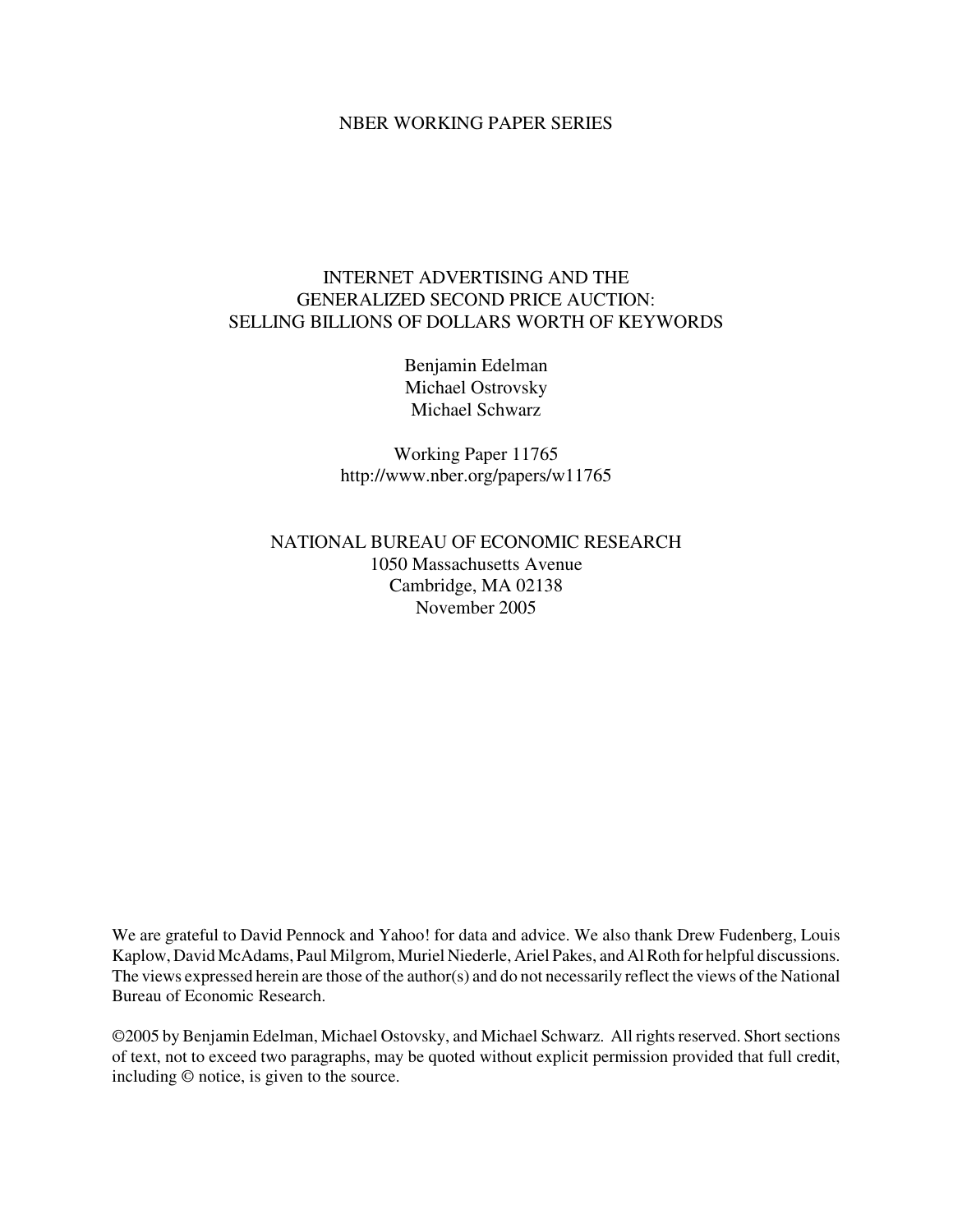NBER WORKING PAPER SERIES

# INTERNET ADVERTISING AND THE GENERALIZED SECOND PRICE AUCTION: SELLING BILLIONS OF DOLLARS WORTH OF KEYWORDS

Benjamin Edelman
Michael Ostrovsky
Michael Schwarz

Working Paper 11765
http://www.nber.org/papers/w11765

NATIONAL BUREAU OF ECONOMIC RESEARCH
1050 Massachusetts Avenue
Cambridge, MA 02138
November 2005

We are grateful to David Pennock and Yahoo! for data and advice. We also thank Drew Fudenberg, Louis Kaplow, David McAdams, Paul Milgrom, Muriel Niederle, Ariel Pakes, and Al Roth for helpful discussions. The views expressed herein are those of the author(s) and do not necessarily reflect the views of the National Bureau of Economic Research.

©2005 by Benjamin Edelman, Michael Ostovsky, and Michael Schwarz. All rights reserved. Short sections of text, not to exceed two paragraphs, may be quoted without explicit permission provided that full credit, including © notice, is given to the source.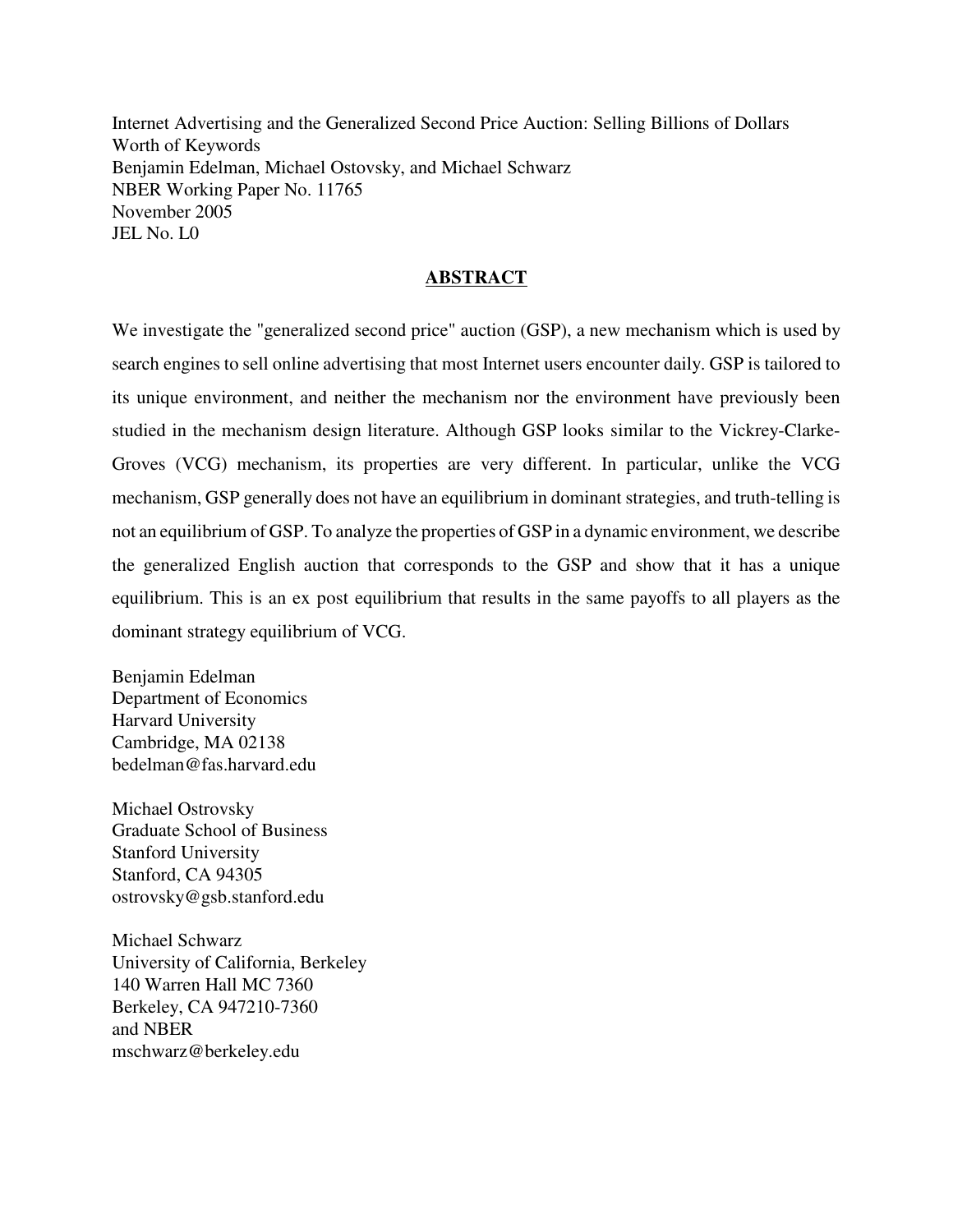Internet Advertising and the Generalized Second Price Auction: Selling Billions of Dollars Worth of Keywords
Benjamin Edelman, Michael Ostovsky, and Michael Schwarz
NBER Working Paper No. 11765
November 2005
JEL No. L0

## ABSTRACT

We investigate the "generalized second price" auction (GSP), a new mechanism which is used by search engines to sell online advertising that most Internet users encounter daily. GSP is tailored to its unique environment, and neither the mechanism nor the environment have previously been studied in the mechanism design literature. Although GSP looks similar to the Vickrey-Clarke-Groves (VCG) mechanism, its properties are very different. In particular, unlike the VCG mechanism, GSP generally does not have an equilibrium in dominant strategies, and truth-telling is not an equilibrium of GSP. To analyze the properties of GSP in a dynamic environment, we describe the generalized English auction that corresponds to the GSP and show that it has a unique equilibrium. This is an ex post equilibrium that results in the same payoffs to all players as the dominant strategy equilibrium of VCG.

Benjamin Edelman
Department of Economics
Harvard University
Cambridge, MA 02138
bedelman@fas.harvard.edu

Michael Ostrovsky
Graduate School of Business
Stanford University
Stanford, CA 94305
ostrovsky@gsb.stanford.edu

Michael Schwarz
University of California, Berkeley
140 Warren Hall MC 7360
Berkeley, CA 947210-7360
and NBER
mschwarz@berkeley.edu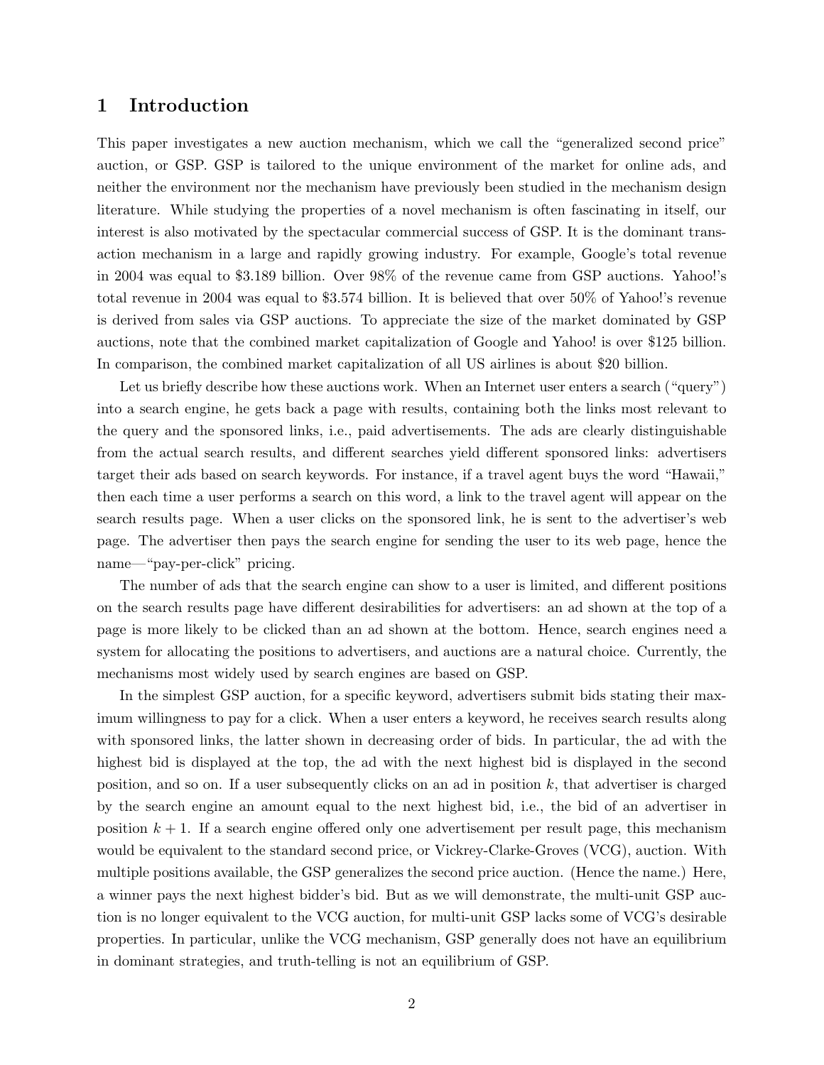## 1 Introduction

This paper investigates a new auction mechanism, which we call the "generalized second price" auction, or GSP. GSP is tailored to the unique environment of the market for online ads, and neither the environment nor the mechanism have previously been studied in the mechanism design literature. While studying the properties of a novel mechanism is often fascinating in itself, our interest is also motivated by the spectacular commercial success of GSP. It is the dominant transaction mechanism in a large and rapidly growing industry. For example, Google's total revenue in 2004 was equal to \$3.189 billion. Over 98% of the revenue came from GSP auctions. Yahoo!'s total revenue in 2004 was equal to \$3.574 billion. It is believed that over 50% of Yahoo!'s revenue is derived from sales via GSP auctions. To appreciate the size of the market dominated by GSP auctions, note that the combined market capitalization of Google and Yahoo! is over \$125 billion. In comparison, the combined market capitalization of all US airlines is about \$20 billion.

Let us briefly describe how these auctions work. When an Internet user enters a search ("query") into a search engine, he gets back a page with results, containing both the links most relevant to the query and the sponsored links, i.e., paid advertisements. The ads are clearly distinguishable from the actual search results, and different searches yield different sponsored links: advertisers target their ads based on search keywords. For instance, if a travel agent buys the word "Hawaii," then each time a user performs a search on this word, a link to the travel agent will appear on the search results page. When a user clicks on the sponsored link, he is sent to the advertiser's web page. The advertiser then pays the search engine for sending the user to its web page, hence the name—"pay-per-click" pricing.

The number of ads that the search engine can show to a user is limited, and different positions on the search results page have different desirabilities for advertisers: an ad shown at the top of a page is more likely to be clicked than an ad shown at the bottom. Hence, search engines need a system for allocating the positions to advertisers, and auctions are a natural choice. Currently, the mechanisms most widely used by search engines are based on GSP.

In the simplest GSP auction, for a specific keyword, advertisers submit bids stating their maximum willingness to pay for a click. When a user enters a keyword, he receives search results along with sponsored links, the latter shown in decreasing order of bids. In particular, the ad with the highest bid is displayed at the top, the ad with the next highest bid is displayed in the second position, and so on. If a user subsequently clicks on an ad in position $k$, that advertiser is charged by the search engine an amount equal to the next highest bid, i.e., the bid of an advertiser in position $k+1$. If a search engine offered only one advertisement per result page, this mechanism would be equivalent to the standard second price, or Vickrey-Clarke-Groves (VCG), auction. With multiple positions available, the GSP generalizes the second price auction. (Hence the name.) Here, a winner pays the next highest bidder's bid. But as we will demonstrate, the multi-unit GSP auction is no longer equivalent to the VCG auction, for multi-unit GSP lacks some of VCG's desirable properties. In particular, unlike the VCG mechanism, GSP generally does not have an equilibrium in dominant strategies, and truth-telling is not an equilibrium of GSP.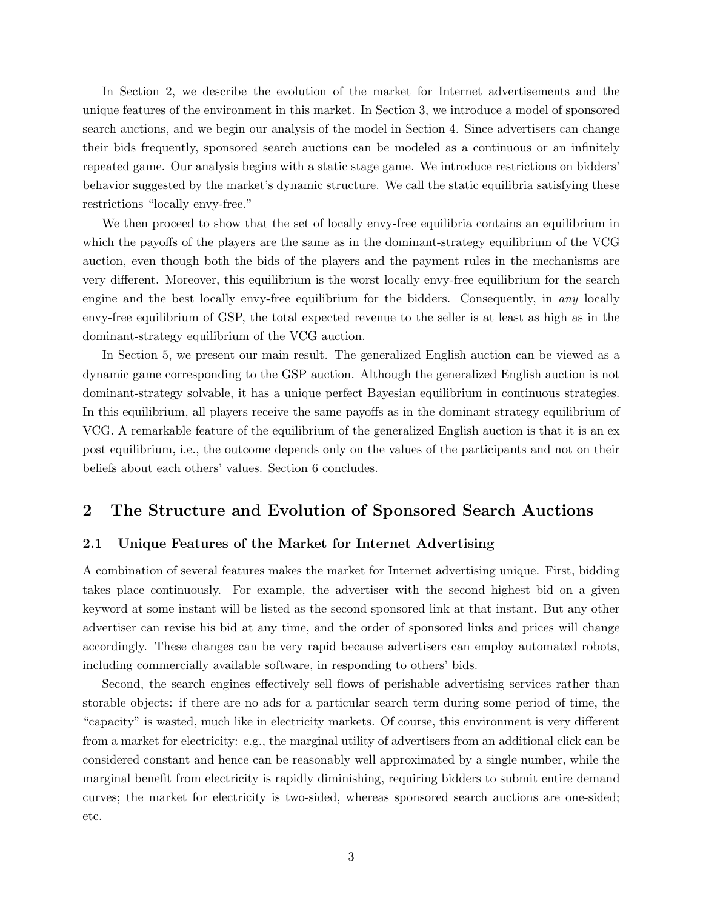In Section 2, we describe the evolution of the market for Internet advertisements and the unique features of the environment in this market. In Section 3, we introduce a model of sponsored search auctions, and we begin our analysis of the model in Section 4. Since advertisers can change their bids frequently, sponsored search auctions can be modeled as a continuous or an infinitely repeated game. Our analysis begins with a static stage game. We introduce restrictions on bidders' behavior suggested by the market's dynamic structure. We call the static equilibria satisfying these restrictions "locally envy-free."

We then proceed to show that the set of locally envy-free equilibria contains an equilibrium in which the payoffs of the players are the same as in the dominant-strategy equilibrium of the VCG auction, even though both the bids of the players and the payment rules in the mechanisms are very different. Moreover, this equilibrium is the worst locally envy-free equilibrium for the search engine and the best locally envy-free equilibrium for the bidders. Consequently, in *any* locally envy-free equilibrium of GSP, the total expected revenue to the seller is at least as high as in the dominant-strategy equilibrium of the VCG auction.

In Section 5, we present our main result. The generalized English auction can be viewed as a dynamic game corresponding to the GSP auction. Although the generalized English auction is not dominant-strategy solvable, it has a unique perfect Bayesian equilibrium in continuous strategies. In this equilibrium, all players receive the same payoffs as in the dominant strategy equilibrium of VCG. A remarkable feature of the equilibrium of the generalized English auction is that it is an ex post equilibrium, i.e., the outcome depends only on the values of the participants and not on their beliefs about each others' values. Section 6 concludes.

## 2 The Structure and Evolution of Sponsored Search Auctions

### 2.1 Unique Features of the Market for Internet Advertising

A combination of several features makes the market for Internet advertising unique. First, bidding takes place continuously. For example, the advertiser with the second highest bid on a given keyword at some instant will be listed as the second sponsored link at that instant. But any other advertiser can revise his bid at any time, and the order of sponsored links and prices will change accordingly. These changes can be very rapid because advertisers can employ automated robots, including commercially available software, in responding to others' bids.

Second, the search engines effectively sell flows of perishable advertising services rather than storable objects: if there are no ads for a particular search term during some period of time, the "capacity" is wasted, much like in electricity markets. Of course, this environment is very different from a market for electricity: e.g., the marginal utility of advertisers from an additional click can be considered constant and hence can be reasonably well approximated by a single number, while the marginal benefit from electricity is rapidly diminishing, requiring bidders to submit entire demand curves; the market for electricity is two-sided, whereas sponsored search auctions are one-sided; etc.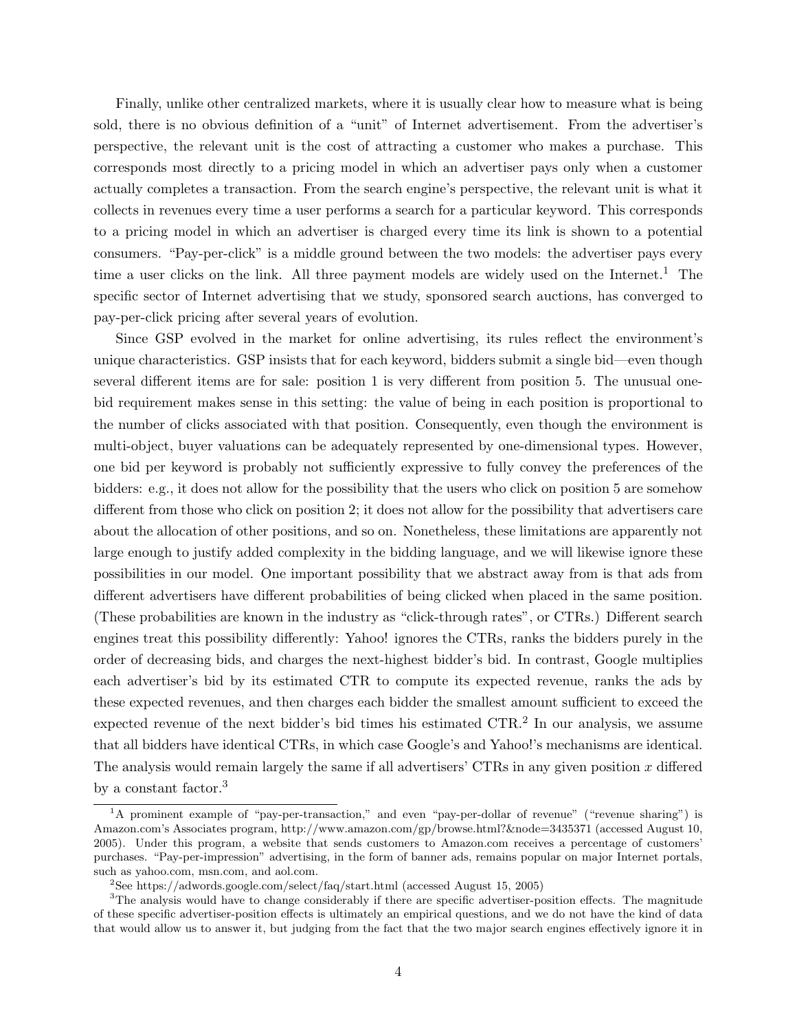Finally, unlike other centralized markets, where it is usually clear how to measure what is being sold, there is no obvious definition of a "unit" of Internet advertisement. From the advertiser's perspective, the relevant unit is the cost of attracting a customer who makes a purchase. This corresponds most directly to a pricing model in which an advertiser pays only when a customer actually completes a transaction. From the search engine's perspective, the relevant unit is what it collects in revenues every time a user performs a search for a particular keyword. This corresponds to a pricing model in which an advertiser is charged every time its link is shown to a potential consumers. "Pay-per-click" is a middle ground between the two models: the advertiser pays every time a user clicks on the link. All three payment models are widely used on the Internet.[1] The specific sector of Internet advertising that we study, sponsored search auctions, has converged to pay-per-click pricing after several years of evolution.

Since GSP evolved in the market for online advertising, its rules reflect the environment's unique characteristics. GSP insists that for each keyword, bidders submit a single bid—even though several different items are for sale: position 1 is very different from position 5. The unusual one-bid requirement makes sense in this setting: the value of being in each position is proportional to the number of clicks associated with that position. Consequently, even though the environment is multi-object, buyer valuations can be adequately represented by one-dimensional types. However, one bid per keyword is probably not sufficiently expressive to fully convey the preferences of the bidders: e.g., it does not allow for the possibility that the users who click on position 5 are somehow different from those who click on position 2; it does not allow for the possibility that advertisers care about the allocation of other positions, and so on. Nonetheless, these limitations are apparently not large enough to justify added complexity in the bidding language, and we will likewise ignore these possibilities in our model. One important possibility that we abstract away from is that ads from different advertisers have different probabilities of being clicked when placed in the same position. (These probabilities are known in the industry as "click-through rates", or CTRs.) Different search engines treat this possibility differently: Yahoo! ignores the CTRs, ranks the bidders purely in the order of decreasing bids, and charges the next-highest bidder's bid. In contrast, Google multiplies each advertiser's bid by its estimated CTR to compute its expected revenue, ranks the ads by these expected revenues, and then charges each bidder the smallest amount sufficient to exceed the expected revenue of the next bidder's bid times his estimated CTR.[2] In our analysis, we assume that all bidders have identical CTRs, in which case Google's and Yahoo!'s mechanisms are identical. The analysis would remain largely the same if all advertisers' CTRs in any given position $x$ differed by a constant factor.[3]

[1] A prominent example of "pay-per-transaction," and even "pay-per-dollar of revenue" ("revenue sharing") is Amazon.com's Associates program, http://www.amazon.com/gp/browse.html?&node=3435371 (accessed August 10, 2005). Under this program, a website that sends customers to Amazon.com receives a percentage of customers' purchases. "Pay-per-impression" advertising, in the form of banner ads, remains popular on major Internet portals, such as yahoo.com, msn.com, and aol.com.

[2] See https://adwords.google.com/select/faq/start.html (accessed August 15, 2005)

[3] The analysis would have to change considerably if there are specific advertiser-position effects. The magnitude of these specific advertiser-position effects is ultimately an empirical questions, and we do not have the kind of data that would allow us to answer it, but judging from the fact that the two major search engines effectively ignore it in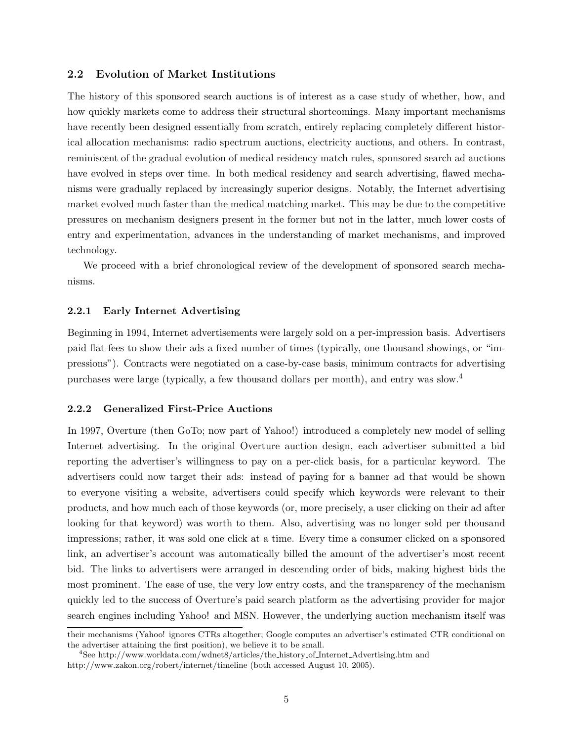### 2.2 Evolution of Market Institutions

The history of this sponsored search auctions is of interest as a case study of whether, how, and how quickly markets come to address their structural shortcomings. Many important mechanisms have recently been designed essentially from scratch, entirely replacing completely different historical allocation mechanisms: radio spectrum auctions, electricity auctions, and others. In contrast, reminiscent of the gradual evolution of medical residency match rules, sponsored search ad auctions have evolved in steps over time. In both medical residency and search advertising, flawed mechanisms were gradually replaced by increasingly superior designs. Notably, the Internet advertising market evolved much faster than the medical matching market. This may be due to the competitive pressures on mechanism designers present in the former but not in the latter, much lower costs of entry and experimentation, advances in the understanding of market mechanisms, and improved technology.

We proceed with a brief chronological review of the development of sponsored search mechanisms.

#### 2.2.1 Early Internet Advertising

Beginning in 1994, Internet advertisements were largely sold on a per-impression basis. Advertisers paid flat fees to show their ads a fixed number of times (typically, one thousand showings, or "impressions"). Contracts were negotiated on a case-by-case basis, minimum contracts for advertising purchases were large (typically, a few thousand dollars per month), and entry was slow.[4]

#### 2.2.2 Generalized First-Price Auctions

In 1997, Overture (then GoTo; now part of Yahoo!) introduced a completely new model of selling Internet advertising. In the original Overture auction design, each advertiser submitted a bid reporting the advertiser's willingness to pay on a per-click basis, for a particular keyword. The advertisers could now target their ads: instead of paying for a banner ad that would be shown to everyone visiting a website, advertisers could specify which keywords were relevant to their products, and how much each of those keywords (or, more precisely, a user clicking on their ad after looking for that keyword) was worth to them. Also, advertising was no longer sold per thousand impressions; rather, it was sold one click at a time. Every time a consumer clicked on a sponsored link, an advertiser's account was automatically billed the amount of the advertiser's most recent bid. The links to advertisers were arranged in descending order of bids, making highest bids the most prominent. The ease of use, the very low entry costs, and the transparency of the mechanism quickly led to the success of Overture's paid search platform as the advertising provider for major search engines including Yahoo! and MSN. However, the underlying auction mechanism itself was

their mechanisms (Yahoo! ignores CTRs altogether; Google computes an advertiser's estimated CTR conditional on the advertiser attaining the first position), we believe it to be small.

[4] See http://www.worldata.com/wdnet8/articles/the_history_of_Internet_Advertising.htm and http://www.zakon.org/robert/internet/timeline (both accessed August 10, 2005).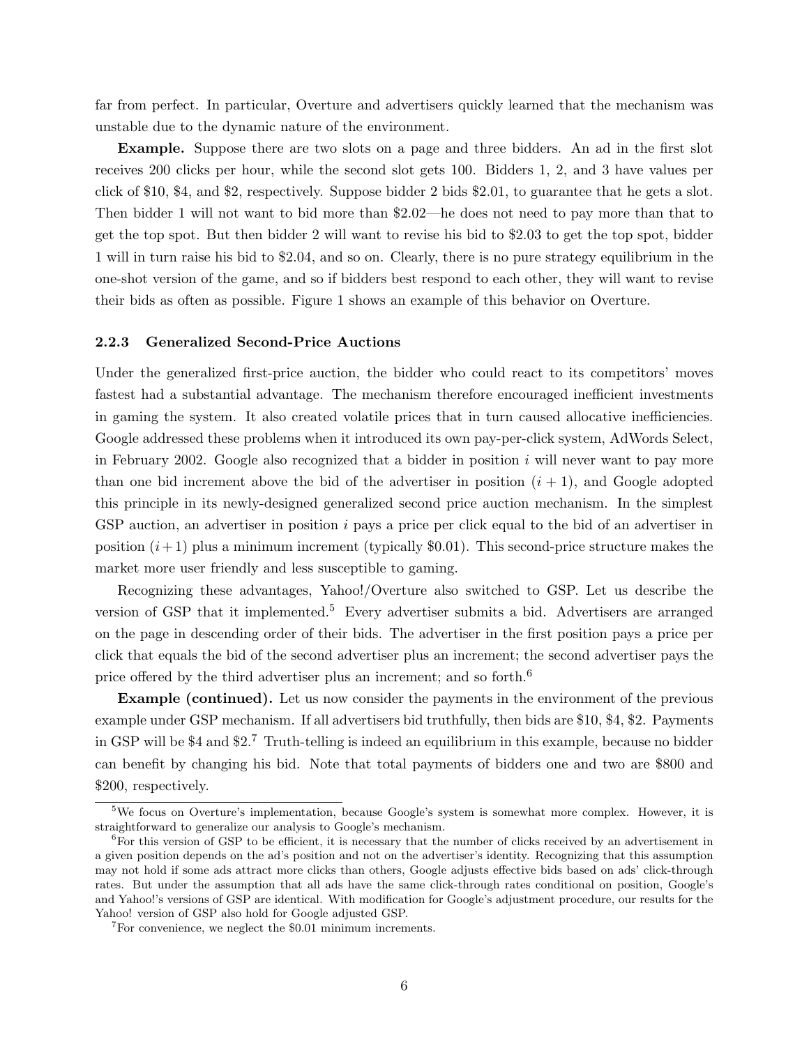far from perfect. In particular, Overture and advertisers quickly learned that the mechanism was unstable due to the dynamic nature of the environment.

**Example.** Suppose there are two slots on a page and three bidders. An ad in the first slot receives 200 clicks per hour, while the second slot gets 100. Bidders 1, 2, and 3 have values per click of \$10, \$4, and \$2, respectively. Suppose bidder 2 bids \$2.01, to guarantee that he gets a slot. Then bidder 1 will not want to bid more than \$2.02—he does not need to pay more than that to get the top spot. But then bidder 2 will want to revise his bid to \$2.03 to get the top spot, bidder 1 will in turn raise his bid to \$2.04, and so on. Clearly, there is no pure strategy equilibrium in the one-shot version of the game, and so if bidders best respond to each other, they will want to revise their bids as often as possible. Figure 1 shows an example of this behavior on Overture.

### 2.2.3 Generalized Second-Price Auctions

Under the generalized first-price auction, the bidder who could react to its competitors' moves fastest had a substantial advantage. The mechanism therefore encouraged inefficient investments in gaming the system. It also created volatile prices that in turn caused allocative inefficiencies. Google addressed these problems when it introduced its own pay-per-click system, AdWords Select, in February 2002. Google also recognized that a bidder in position $i$ will never want to pay more than one bid increment above the bid of the advertiser in position $(i+1)$, and Google adopted this principle in its newly-designed generalized second price auction mechanism. In the simplest GSP auction, an advertiser in position $i$ pays a price per click equal to the bid of an advertiser in position $(i+1)$ plus a minimum increment (typically \$0.01). This second-price structure makes the market more user friendly and less susceptible to gaming.

Recognizing these advantages, Yahoo!/Overture also switched to GSP. Let us describe the version of GSP that it implemented.[5] Every advertiser submits a bid. Advertisers are arranged on the page in descending order of their bids. The advertiser in the first position pays a price per click that equals the bid of the second advertiser plus an increment; the second advertiser pays the price offered by the third advertiser plus an increment; and so forth.[6]

**Example (continued).** Let us now consider the payments in the environment of the previous example under GSP mechanism. If all advertisers bid truthfully, then bids are \$10, \$4, \$2. Payments in GSP will be \$4 and \$2.[7] Truth-telling is indeed an equilibrium in this example, because no bidder can benefit by changing his bid. Note that total payments of bidders one and two are \$800 and \$200, respectively.

---

[5] We focus on Overture's implementation, because Google's system is somewhat more complex. However, it is straightforward to generalize our analysis to Google's mechanism.

[6] For this version of GSP to be efficient, it is necessary that the number of clicks received by an advertisement in a given position depends on the ad's position and not on the advertiser's identity. Recognizing that this assumption may not hold if some ads attract more clicks than others, Google adjusts effective bids based on ads' click-through rates. But under the assumption that all ads have the same click-through rates conditional on position, Google's and Yahoo!'s versions of GSP are identical. With modification for Google's adjustment procedure, our results for the Yahoo! version of GSP also hold for Google adjusted GSP.

[7] For convenience, we neglect the \$0.01 minimum increments.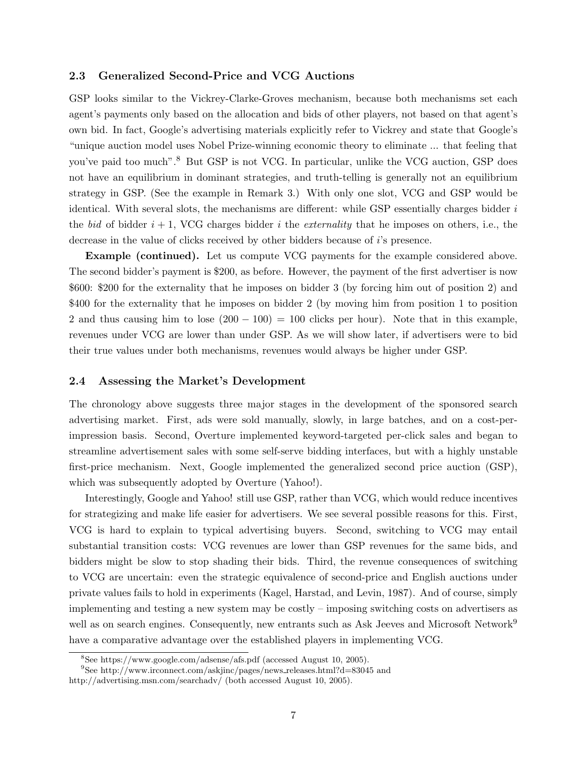### 2.3 Generalized Second-Price and VCG Auctions

GSP looks similar to the Vickrey-Clarke-Groves mechanism, because both mechanisms set each agent's payments only based on the allocation and bids of other players, not based on that agent's own bid. In fact, Google's advertising materials explicitly refer to Vickrey and state that Google's "unique auction model uses Nobel Prize-winning economic theory to eliminate ... that feeling that you've paid too much".[8] But GSP is not VCG. In particular, unlike the VCG auction, GSP does not have an equilibrium in dominant strategies, and truth-telling is generally not an equilibrium strategy in GSP. (See the example in Remark 3.) With only one slot, VCG and GSP would be identical. With several slots, the mechanisms are different: while GSP essentially charges bidder $i$ the *bid* of bidder $i+1$, VCG charges bidder $i$ the *externality* that he imposes on others, i.e., the decrease in the value of clicks received by other bidders because of $i$'s presence.

**Example (continued).** Let us compute VCG payments for the example considered above. The second bidder's payment is \$200, as before. However, the payment of the first advertiser is now \$600: \$200 for the externality that he imposes on bidder 3 (by forcing him out of position 2) and \$400 for the externality that he imposes on bidder 2 (by moving him from position 1 to position 2 and thus causing him to lose $(200 - 100) = 100$ clicks per hour). Note that in this example, revenues under VCG are lower than under GSP. As we will show later, if advertisers were to bid their true values under both mechanisms, revenues would always be higher under GSP.

### 2.4 Assessing the Market's Development

The chronology above suggests three major stages in the development of the sponsored search advertising market. First, ads were sold manually, slowly, in large batches, and on a cost-per-impression basis. Second, Overture implemented keyword-targeted per-click sales and began to streamline advertisement sales with some self-serve bidding interfaces, but with a highly unstable first-price mechanism. Next, Google implemented the generalized second price auction (GSP), which was subsequently adopted by Overture (Yahoo!).

Interestingly, Google and Yahoo! still use GSP, rather than VCG, which would reduce incentives for strategizing and make life easier for advertisers. We see several possible reasons for this. First, VCG is hard to explain to typical advertising buyers. Second, switching to VCG may entail substantial transition costs: VCG revenues are lower than GSP revenues for the same bids, and bidders might be slow to stop shading their bids. Third, the revenue consequences of switching to VCG are uncertain: even the strategic equivalence of second-price and English auctions under private values fails to hold in experiments (Kagel, Harstad, and Levin, 1987). And of course, simply implementing and testing a new system may be costly – imposing switching costs on advertisers as well as on search engines. Consequently, new entrants such as Ask Jeeves and Microsoft Network[9] have a comparative advantage over the established players in implementing VCG.

[8] See https://www.google.com/adsense/afs.pdf (accessed August 10, 2005).

[9] See http://www.irconnect.com/askjinc/pages/news_releases.html?d=83045 and http://advertising.msn.com/searchadv/ (both accessed August 10, 2005).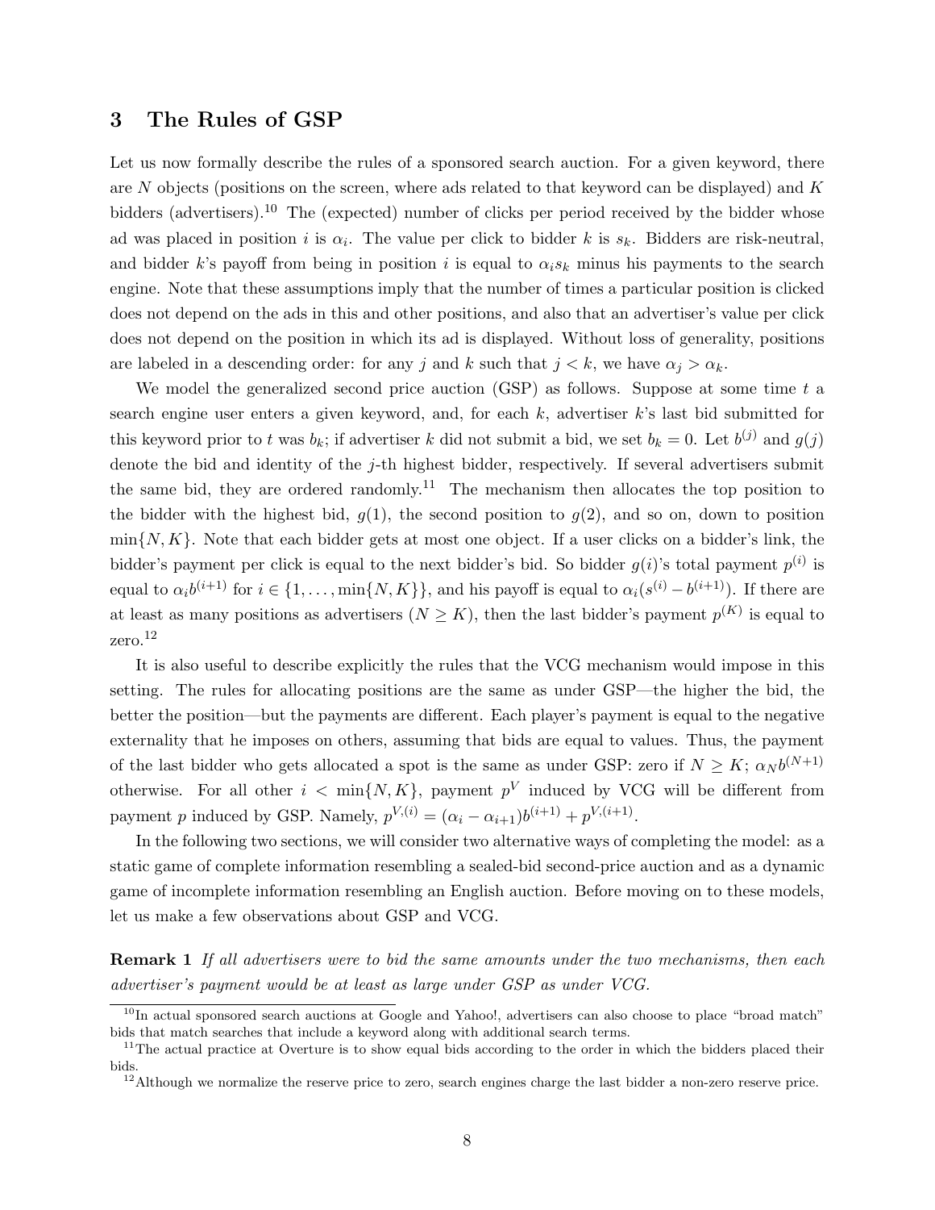## 3 The Rules of GSP

Let us now formally describe the rules of a sponsored search auction. For a given keyword, there are $N$ objects (positions on the screen, where ads related to that keyword can be displayed) and $K$ bidders (advertisers).[10] The (expected) number of clicks per period received by the bidder whose ad was placed in position $i$ is $\alpha_i$. The value per click to bidder $k$ is $s_k$. Bidders are risk-neutral, and bidder $k$'s payoff from being in position $i$ is equal to $\alpha_i s_k$ minus his payments to the search engine. Note that these assumptions imply that the number of times a particular position is clicked does not depend on the ads in this and other positions, and also that an advertiser's value per click does not depend on the position in which its ad is displayed. Without loss of generality, positions are labeled in a descending order: for any $j$ and $k$ such that $j < k$, we have $\alpha_j > \alpha_k$.

We model the generalized second price auction (GSP) as follows. Suppose at some time $t$ a search engine user enters a given keyword, and, for each $k$, advertiser $k$'s last bid submitted for this keyword prior to $t$ was $b_k$; if advertiser $k$ did not submit a bid, we set $b_k = 0$. Let $b^{(j)}$ and $g(j)$ denote the bid and identity of the $j$-th highest bidder, respectively. If several advertisers submit the same bid, they are ordered randomly.[11] The mechanism then allocates the top position to the bidder with the highest bid, $g(1)$, the second position to $g(2)$, and so on, down to position $\min\{N, K\}$. Note that each bidder gets at most one object. If a user clicks on a bidder's link, the bidder's payment per click is equal to the next bidder's bid. So bidder $g(i)$'s total payment $p^{(i)}$ is equal to $\alpha_i b^{(i+1)}$ for $i \in \{1, \ldots, \min\{N, K\}\}$, and his payoff is equal to $\alpha_i(s^{(i)} - b^{(i+1)})$. If there are at least as many positions as advertisers ($N \geq K$), then the last bidder's payment $p^{(K)}$ is equal to zero.[12]

It is also useful to describe explicitly the rules that the VCG mechanism would impose in this setting. The rules for allocating positions are the same as under GSP—the higher the bid, the better the position—but the payments are different. Each player's payment is equal to the negative externality that he imposes on others, assuming that bids are equal to values. Thus, the payment of the last bidder who gets allocated a spot is the same as under GSP: zero if $N \geq K$; $\alpha_N b^{(N+1)}$ otherwise. For all other $i < \min\{N, K\}$, payment $p^V$ induced by VCG will be different from payment $p$ induced by GSP. Namely, $p^{V,(i)} = (\alpha_i - \alpha_{i+1})b^{(i+1)} + p^{V,(i+1)}$.

In the following two sections, we will consider two alternative ways of completing the model: as a static game of complete information resembling a sealed-bid second-price auction and as a dynamic game of incomplete information resembling an English auction. Before moving on to these models, let us make a few observations about GSP and VCG.

**Remark 1** *If all advertisers were to bid the same amounts under the two mechanisms, then each advertiser's payment would be at least as large under GSP as under VCG.*

---

[10] In actual sponsored search auctions at Google and Yahoo!, advertisers can also choose to place "broad match" bids that match searches that include a keyword along with additional search terms.

[11] The actual practice at Overture is to show equal bids according to the order in which the bidders placed their bids.

[12] Although we normalize the reserve price to zero, search engines charge the last bidder a non-zero reserve price.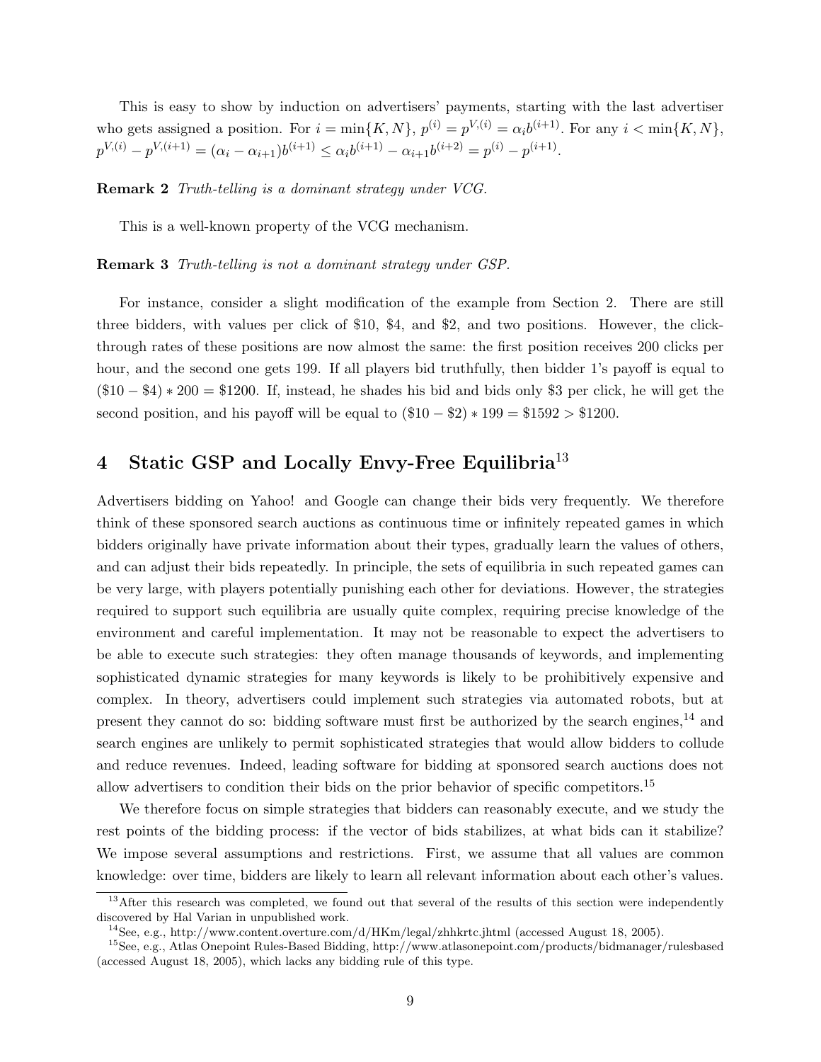This is easy to show by induction on advertisers' payments, starting with the last advertiser who gets assigned a position. For $i = \min\{K, N\}$, $p^{(i)} = p^{V,(i)} = \alpha_i b^{(i+1)}$. For any $i < \min\{K, N\}$, $p^{V,(i)} - p^{V,(i+1)} = (\alpha_i - \alpha_{i+1})b^{(i+1)} \leq \alpha_i b^{(i+1)} - \alpha_{i+1} b^{(i+2)} = p^{(i)} - p^{(i+1)}$.

**Remark 2** *Truth-telling is a dominant strategy under VCG.*

This is a well-known property of the VCG mechanism.

**Remark 3** *Truth-telling is not a dominant strategy under GSP.*

For instance, consider a slight modification of the example from Section 2. There are still three bidders, with values per click of \$10, \$4, and \$2, and two positions. However, the click-through rates of these positions are now almost the same: the first position receives 200 clicks per hour, and the second one gets 199. If all players bid truthfully, then bidder 1's payoff is equal to $(\$10 - \$4) * 200 = \$1200$. If, instead, he shades his bid and bids only \$3 per click, he will get the second position, and his payoff will be equal to $(\$10 - \$2) * 199 = \$1592 > \$1200$.

## 4 Static GSP and Locally Envy-Free Equilibria[13]

Advertisers bidding on Yahoo! and Google can change their bids very frequently. We therefore think of these sponsored search auctions as continuous time or infinitely repeated games in which bidders originally have private information about their types, gradually learn the values of others, and can adjust their bids repeatedly. In principle, the sets of equilibria in such repeated games can be very large, with players potentially punishing each other for deviations. However, the strategies required to support such equilibria are usually quite complex, requiring precise knowledge of the environment and careful implementation. It may not be reasonable to expect the advertisers to be able to execute such strategies: they often manage thousands of keywords, and implementing sophisticated dynamic strategies for many keywords is likely to be prohibitively expensive and complex. In theory, advertisers could implement such strategies via automated robots, but at present they cannot do so: bidding software must first be authorized by the search engines,[14] and search engines are unlikely to permit sophisticated strategies that would allow bidders to collude and reduce revenues. Indeed, leading software for bidding at sponsored search auctions does not allow advertisers to condition their bids on the prior behavior of specific competitors.[15]

We therefore focus on simple strategies that bidders can reasonably execute, and we study the rest points of the bidding process: if the vector of bids stabilizes, at what bids can it stabilize? We impose several assumptions and restrictions. First, we assume that all values are common knowledge: over time, bidders are likely to learn all relevant information about each other's values.

---

[13] After this research was completed, we found out that several of the results of this section were independently discovered by Hal Varian in unpublished work.

[14] See, e.g., http://www.content.overture.com/d/HKm/legal/zhhkrtc.jhtml (accessed August 18, 2005).

[15] See, e.g., Atlas Onepoint Rules-Based Bidding, http://www.atlasonepoint.com/products/bidmanager/rulesbased (accessed August 18, 2005), which lacks any bidding rule of this type.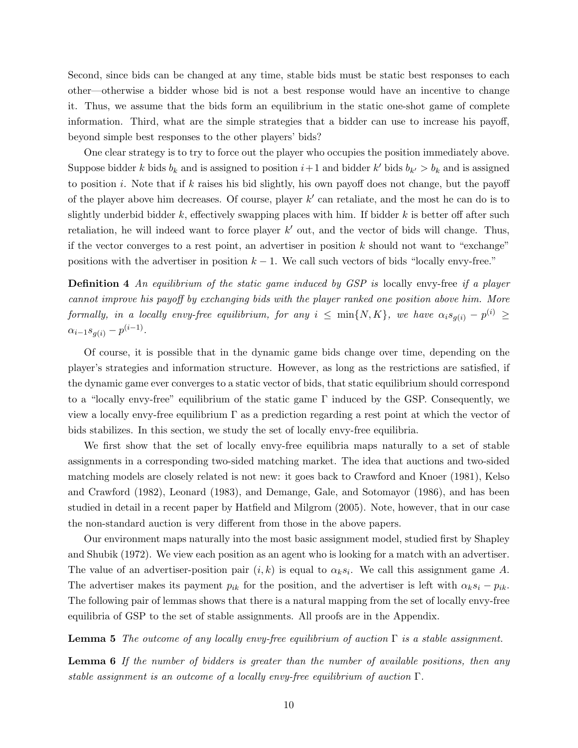Second, since bids can be changed at any time, stable bids must be static best responses to each other—otherwise a bidder whose bid is not a best response would have an incentive to change it. Thus, we assume that the bids form an equilibrium in the static one-shot game of complete information. Third, what are the simple strategies that a bidder can use to increase his payoff, beyond simple best responses to the other players' bids?

One clear strategy is to try to force out the player who occupies the position immediately above. Suppose bidder $k$ bids $b_k$ and is assigned to position $i+1$ and bidder $k'$ bids $b_{k'} > b_k$ and is assigned to position $i$. Note that if $k$ raises his bid slightly, his own payoff does not change, but the payoff of the player above him decreases. Of course, player $k'$ can retaliate, and the most he can do is to slightly underbid bidder $k$, effectively swapping places with him. If bidder $k$ is better off after such retaliation, he will indeed want to force player $k'$ out, and the vector of bids will change. Thus, if the vector converges to a rest point, an advertiser in position $k$ should not want to "exchange" positions with the advertiser in position $k-1$. We call such vectors of bids "locally envy-free."

**Definition 4** *An equilibrium of the static game induced by GSP is* locally envy-free *if a player cannot improve his payoff by exchanging bids with the player ranked one position above him. More formally, in a locally envy-free equilibrium, for any $i \leq \min\{N, K\}$, we have $\alpha_i s_{g(i)} - p^{(i)} \geq \alpha_{i-1} s_{g(i)} - p^{(i-1)}$.*

Of course, it is possible that in the dynamic game bids change over time, depending on the player's strategies and information structure. However, as long as the restrictions are satisfied, if the dynamic game ever converges to a static vector of bids, that static equilibrium should correspond to a "locally envy-free" equilibrium of the static game $\Gamma$ induced by the GSP. Consequently, we view a locally envy-free equilibrium $\Gamma$ as a prediction regarding a rest point at which the vector of bids stabilizes. In this section, we study the set of locally envy-free equilibria.

We first show that the set of locally envy-free equilibria maps naturally to a set of stable assignments in a corresponding two-sided matching market. The idea that auctions and two-sided matching models are closely related is not new: it goes back to Crawford and Knoer (1981), Kelso and Crawford (1982), Leonard (1983), and Demange, Gale, and Sotomayor (1986), and has been studied in detail in a recent paper by Hatfield and Milgrom (2005). Note, however, that in our case the non-standard auction is very different from those in the above papers.

Our environment maps naturally into the most basic assignment model, studied first by Shapley and Shubik (1972). We view each position as an agent who is looking for a match with an advertiser. The value of an advertiser-position pair $(i, k)$ is equal to $\alpha_k s_i$. We call this assignment game $A$. The advertiser makes its payment $p_{ik}$ for the position, and the advertiser is left with $\alpha_k s_i - p_{ik}$. The following pair of lemmas shows that there is a natural mapping from the set of locally envy-free equilibria of GSP to the set of stable assignments. All proofs are in the Appendix.

**Lemma 5** *The outcome of any locally envy-free equilibrium of auction $\Gamma$ is a stable assignment.*

**Lemma 6** *If the number of bidders is greater than the number of available positions, then any stable assignment is an outcome of a locally envy-free equilibrium of auction $\Gamma$.*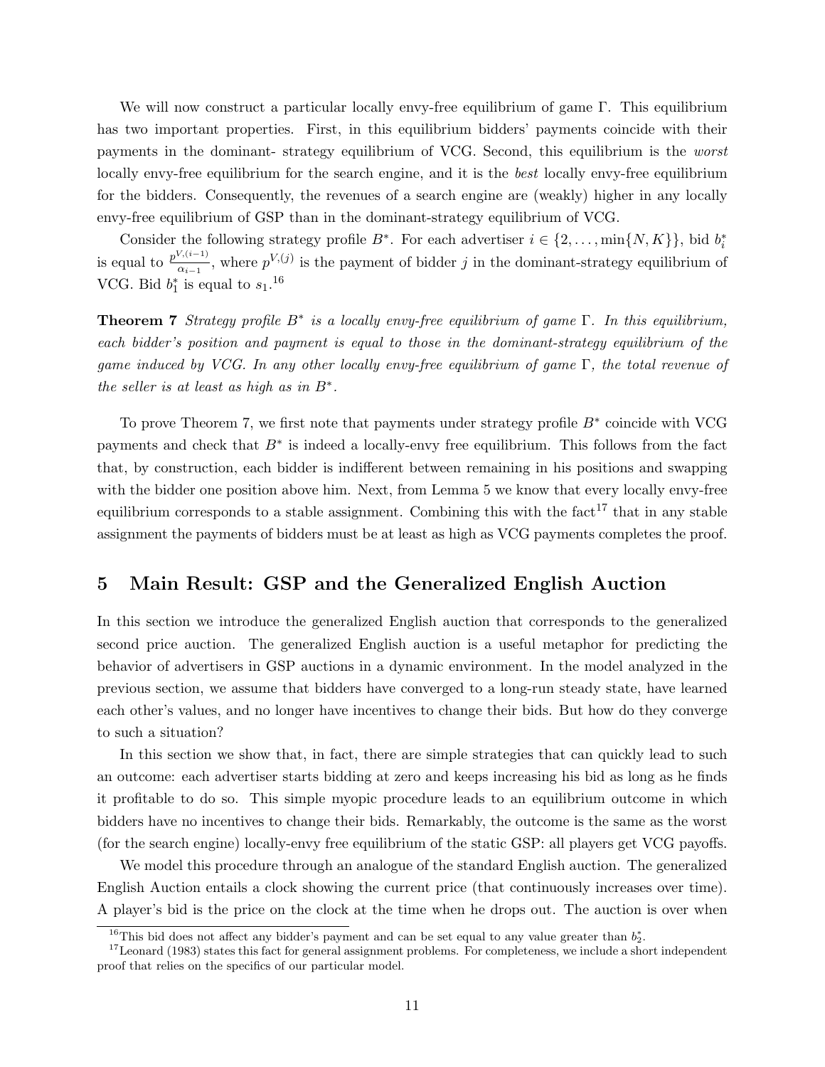We will now construct a particular locally envy-free equilibrium of game $\Gamma$. This equilibrium has two important properties. First, in this equilibrium bidders' payments coincide with their payments in the dominant- strategy equilibrium of VCG. Second, this equilibrium is the *worst* locally envy-free equilibrium for the search engine, and it is the *best* locally envy-free equilibrium for the bidders. Consequently, the revenues of a search engine are (weakly) higher in any locally envy-free equilibrium of GSP than in the dominant-strategy equilibrium of VCG.

Consider the following strategy profile $B^*$. For each advertiser $i \in \{2, \ldots, \min\{N, K\}\}$, bid $b_i^*$ is equal to $\frac{p^{V,(i-1)}}{\alpha_{i-1}}$, where $p^{V,(j)}$ is the payment of bidder $j$ in the dominant-strategy equilibrium of VCG. Bid $b_1^*$ is equal to $s_1$.[16]

**Theorem 7** *Strategy profile $B^*$ is a locally envy-free equilibrium of game $\Gamma$. In this equilibrium, each bidder's position and payment is equal to those in the dominant-strategy equilibrium of the game induced by VCG. In any other locally envy-free equilibrium of game $\Gamma$, the total revenue of the seller is at least as high as in $B^*$.*

To prove Theorem 7, we first note that payments under strategy profile $B^*$ coincide with VCG payments and check that $B^*$ is indeed a locally-envy free equilibrium. This follows from the fact that, by construction, each bidder is indifferent between remaining in his positions and swapping with the bidder one position above him. Next, from Lemma 5 we know that every locally envy-free equilibrium corresponds to a stable assignment. Combining this with the fact[17] that in any stable assignment the payments of bidders must be at least as high as VCG payments completes the proof.

## 5 Main Result: GSP and the Generalized English Auction

In this section we introduce the generalized English auction that corresponds to the generalized second price auction. The generalized English auction is a useful metaphor for predicting the behavior of advertisers in GSP auctions in a dynamic environment. In the model analyzed in the previous section, we assume that bidders have converged to a long-run steady state, have learned each other's values, and no longer have incentives to change their bids. But how do they converge to such a situation?

In this section we show that, in fact, there are simple strategies that can quickly lead to such an outcome: each advertiser starts bidding at zero and keeps increasing his bid as long as he finds it profitable to do so. This simple myopic procedure leads to an equilibrium outcome in which bidders have no incentives to change their bids. Remarkably, the outcome is the same as the worst (for the search engine) locally-envy free equilibrium of the static GSP: all players get VCG payoffs.

We model this procedure through an analogue of the standard English auction. The generalized English Auction entails a clock showing the current price (that continuously increases over time). A player's bid is the price on the clock at the time when he drops out. The auction is over when

[16] This bid does not affect any bidder's payment and can be set equal to any value greater than $b_2^*$.

[17] Leonard (1983) states this fact for general assignment problems. For completeness, we include a short independent proof that relies on the specifics of our particular model.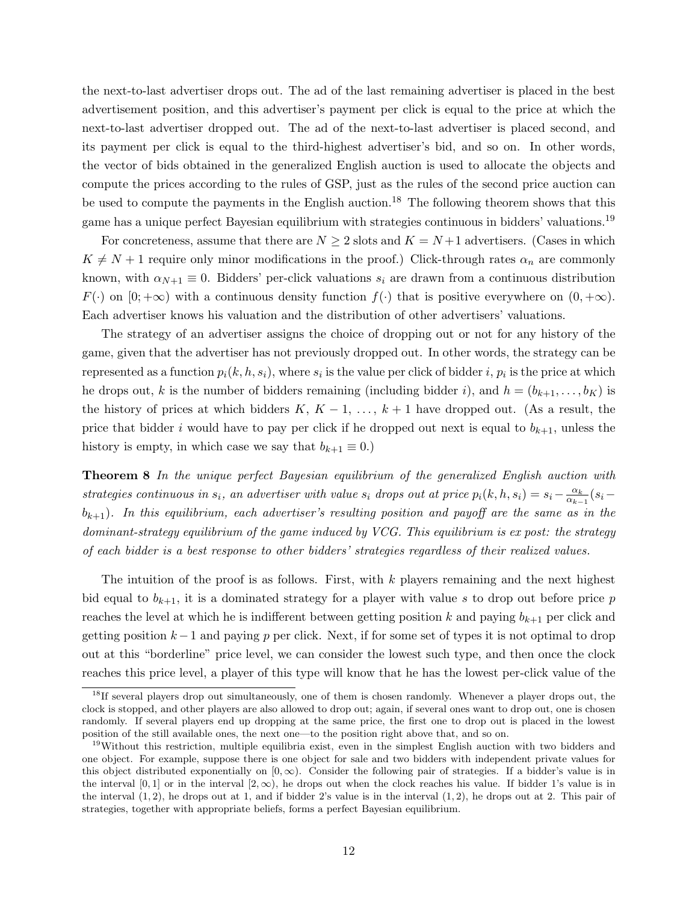the next-to-last advertiser drops out. The ad of the last remaining advertiser is placed in the best advertisement position, and this advertiser's payment per click is equal to the price at which the next-to-last advertiser dropped out. The ad of the next-to-last advertiser is placed second, and its payment per click is equal to the third-highest advertiser's bid, and so on. In other words, the vector of bids obtained in the generalized English auction is used to allocate the objects and compute the prices according to the rules of GSP, just as the rules of the second price auction can be used to compute the payments in the English auction.[18] The following theorem shows that this game has a unique perfect Bayesian equilibrium with strategies continuous in bidders' valuations.[19]

For concreteness, assume that there are $N \geq 2$ slots and $K = N+1$ advertisers. (Cases in which $K \neq N+1$ require only minor modifications in the proof.) Click-through rates $\alpha_n$ are commonly known, with $\alpha_{N+1} \equiv 0$. Bidders' per-click valuations $s_i$ are drawn from a continuous distribution $F(\cdot)$ on $[0; +\infty)$ with a continuous density function $f(\cdot)$ that is positive everywhere on $(0, +\infty)$. Each advertiser knows his valuation and the distribution of other advertisers' valuations.

The strategy of an advertiser assigns the choice of dropping out or not for any history of the game, given that the advertiser has not previously dropped out. In other words, the strategy can be represented as a function $p_i(k, h, s_i)$, where $s_i$ is the value per click of bidder $i$, $p_i$ is the price at which he drops out, $k$ is the number of bidders remaining (including bidder $i$), and $h = (b_{k+1}, \ldots, b_K)$ is the history of prices at which bidders $K$, $K-1$, $\ldots$, $k+1$ have dropped out. (As a result, the price that bidder $i$ would have to pay per click if he dropped out next is equal to $b_{k+1}$, unless the history is empty, in which case we say that $b_{k+1} \equiv 0$.)

**Theorem 8** *In the unique perfect Bayesian equilibrium of the generalized English auction with strategies continuous in $s_i$, an advertiser with value $s_i$ drops out at price $p_i(k, h, s_i) = s_i - \frac{\alpha_k}{\alpha_{k-1}}(s_i - b_{k+1})$. In this equilibrium, each advertiser's resulting position and payoff are the same as in the dominant-strategy equilibrium of the game induced by VCG. This equilibrium is ex post: the strategy of each bidder is a best response to other bidders' strategies regardless of their realized values.*

The intuition of the proof is as follows. First, with $k$ players remaining and the next highest bid equal to $b_{k+1}$, it is a dominated strategy for a player with value $s$ to drop out before price $p$ reaches the level at which he is indifferent between getting position $k$ and paying $b_{k+1}$ per click and getting position $k-1$ and paying $p$ per click. Next, if for some set of types it is not optimal to drop out at this "borderline" price level, we can consider the lowest such type, and then once the clock reaches this price level, a player of this type will know that he has the lowest per-click value of the

---

[18] If several players drop out simultaneously, one of them is chosen randomly. Whenever a player drops out, the clock is stopped, and other players are also allowed to drop out; again, if several ones want to drop out, one is chosen randomly. If several players end up dropping at the same price, the first one to drop out is placed in the lowest position of the still available ones, the next one—to the position right above that, and so on.

[19] Without this restriction, multiple equilibria exist, even in the simplest English auction with two bidders and one object. For example, suppose there is one object for sale and two bidders with independent private values for this object distributed exponentially on $[0, \infty)$. Consider the following pair of strategies. If a bidder's value is in the interval $[0, 1]$ or in the interval $[2, \infty)$, he drops out when the clock reaches his value. If bidder 1's value is in the interval $(1, 2)$, he drops out at 1, and if bidder 2's value is in the interval $(1, 2)$, he drops out at 2. This pair of strategies, together with appropriate beliefs, forms a perfect Bayesian equilibrium.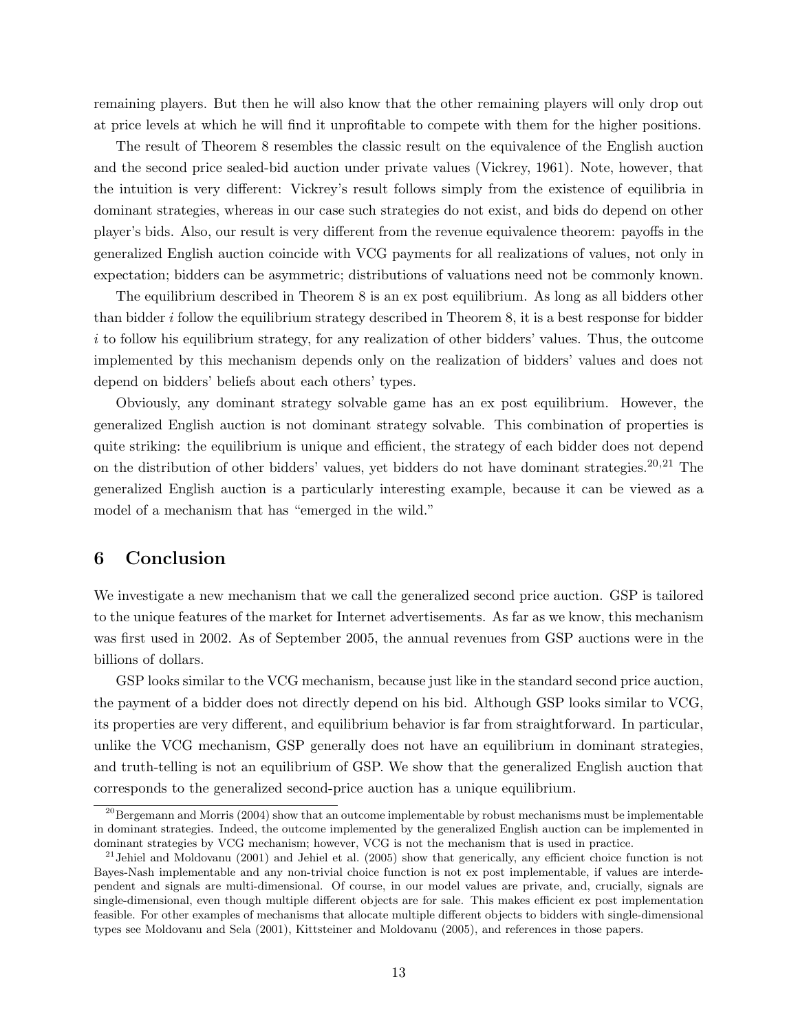remaining players. But then he will also know that the other remaining players will only drop out at price levels at which he will find it unprofitable to compete with them for the higher positions.

The result of Theorem 8 resembles the classic result on the equivalence of the English auction and the second price sealed-bid auction under private values (Vickrey, 1961). Note, however, that the intuition is very different: Vickrey's result follows simply from the existence of equilibria in dominant strategies, whereas in our case such strategies do not exist, and bids do depend on other player's bids. Also, our result is very different from the revenue equivalence theorem: payoffs in the generalized English auction coincide with VCG payments for all realizations of values, not only in expectation; bidders can be asymmetric; distributions of valuations need not be commonly known.

The equilibrium described in Theorem 8 is an ex post equilibrium. As long as all bidders other than bidder $i$ follow the equilibrium strategy described in Theorem 8, it is a best response for bidder $i$ to follow his equilibrium strategy, for any realization of other bidders' values. Thus, the outcome implemented by this mechanism depends only on the realization of bidders' values and does not depend on bidders' beliefs about each others' types.

Obviously, any dominant strategy solvable game has an ex post equilibrium. However, the generalized English auction is not dominant strategy solvable. This combination of properties is quite striking: the equilibrium is unique and efficient, the strategy of each bidder does not depend on the distribution of other bidders' values, yet bidders do not have dominant strategies.[20,21] The generalized English auction is a particularly interesting example, because it can be viewed as a model of a mechanism that has "emerged in the wild."

# 6 Conclusion

We investigate a new mechanism that we call the generalized second price auction. GSP is tailored to the unique features of the market for Internet advertisements. As far as we know, this mechanism was first used in 2002. As of September 2005, the annual revenues from GSP auctions were in the billions of dollars.

GSP looks similar to the VCG mechanism, because just like in the standard second price auction, the payment of a bidder does not directly depend on his bid. Although GSP looks similar to VCG, its properties are very different, and equilibrium behavior is far from straightforward. In particular, unlike the VCG mechanism, GSP generally does not have an equilibrium in dominant strategies, and truth-telling is not an equilibrium of GSP. We show that the generalized English auction that corresponds to the generalized second-price auction has a unique equilibrium.

[20] Bergemann and Morris (2004) show that an outcome implementable by robust mechanisms must be implementable in dominant strategies. Indeed, the outcome implemented by the generalized English auction can be implemented in dominant strategies by VCG mechanism; however, VCG is not the mechanism that is used in practice.

[21] Jehiel and Moldovanu (2001) and Jehiel et al. (2005) show that generically, any efficient choice function is not Bayes-Nash implementable and any non-trivial choice function is not ex post implementable, if values are interdependent and signals are multi-dimensional. Of course, in our model values are private, and, crucially, signals are single-dimensional, even though multiple different objects are for sale. This makes efficient ex post implementation feasible. For other examples of mechanisms that allocate multiple different objects to bidders with single-dimensional types see Moldovanu and Sela (2001), Kittsteiner and Moldovanu (2005), and references in those papers.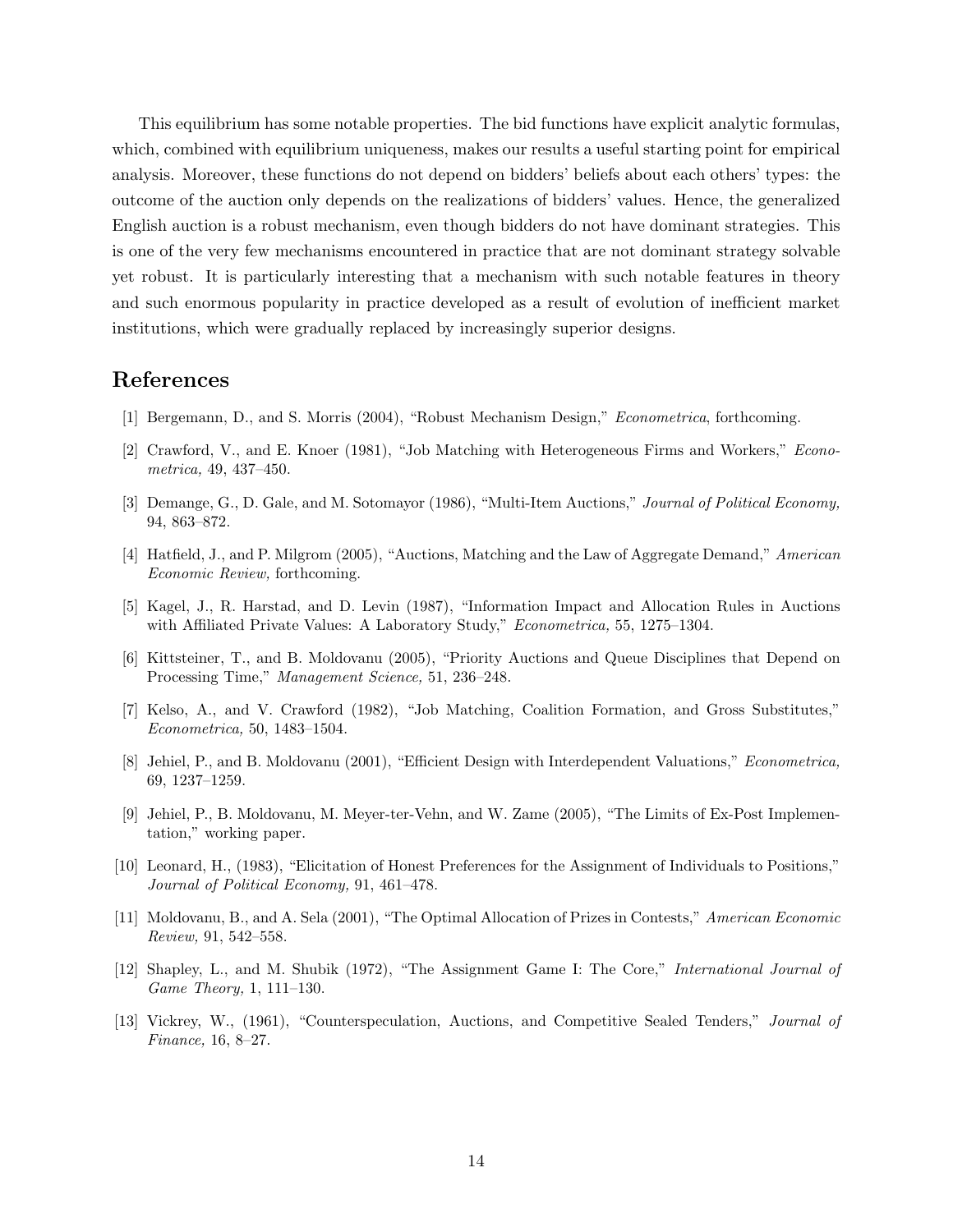This equilibrium has some notable properties. The bid functions have explicit analytic formulas, which, combined with equilibrium uniqueness, makes our results a useful starting point for empirical analysis. Moreover, these functions do not depend on bidders' beliefs about each others' types: the outcome of the auction only depends on the realizations of bidders' values. Hence, the generalized English auction is a robust mechanism, even though bidders do not have dominant strategies. This is one of the very few mechanisms encountered in practice that are not dominant strategy solvable yet robust. It is particularly interesting that a mechanism with such notable features in theory and such enormous popularity in practice developed as a result of evolution of inefficient market institutions, which were gradually replaced by increasingly superior designs.

## References

[1] Bergemann, D., and S. Morris (2004), "Robust Mechanism Design," *Econometrica*, forthcoming.

[2] Crawford, V., and E. Knoer (1981), "Job Matching with Heterogeneous Firms and Workers," *Econometrica,* 49, 437–450.

[3] Demange, G., D. Gale, and M. Sotomayor (1986), "Multi-Item Auctions," *Journal of Political Economy,* 94, 863–872.

[4] Hatfield, J., and P. Milgrom (2005), "Auctions, Matching and the Law of Aggregate Demand," *American Economic Review,* forthcoming.

[5] Kagel, J., R. Harstad, and D. Levin (1987), "Information Impact and Allocation Rules in Auctions with Affiliated Private Values: A Laboratory Study," *Econometrica,* 55, 1275–1304.

[6] Kittsteiner, T., and B. Moldovanu (2005), "Priority Auctions and Queue Disciplines that Depend on Processing Time," *Management Science,* 51, 236–248.

[7] Kelso, A., and V. Crawford (1982), "Job Matching, Coalition Formation, and Gross Substitutes," *Econometrica,* 50, 1483–1504.

[8] Jehiel, P., and B. Moldovanu (2001), "Efficient Design with Interdependent Valuations," *Econometrica,* 69, 1237–1259.

[9] Jehiel, P., B. Moldovanu, M. Meyer-ter-Vehn, and W. Zame (2005), "The Limits of Ex-Post Implementation," working paper.

[10] Leonard, H., (1983), "Elicitation of Honest Preferences for the Assignment of Individuals to Positions," *Journal of Political Economy,* 91, 461–478.

[11] Moldovanu, B., and A. Sela (2001), "The Optimal Allocation of Prizes in Contests," *American Economic Review,* 91, 542–558.

[12] Shapley, L., and M. Shubik (1972), "The Assignment Game I: The Core," *International Journal of Game Theory,* 1, 111–130.

[13] Vickrey, W., (1961), "Counterspeculation, Auctions, and Competitive Sealed Tenders," *Journal of Finance,* 16, 8–27.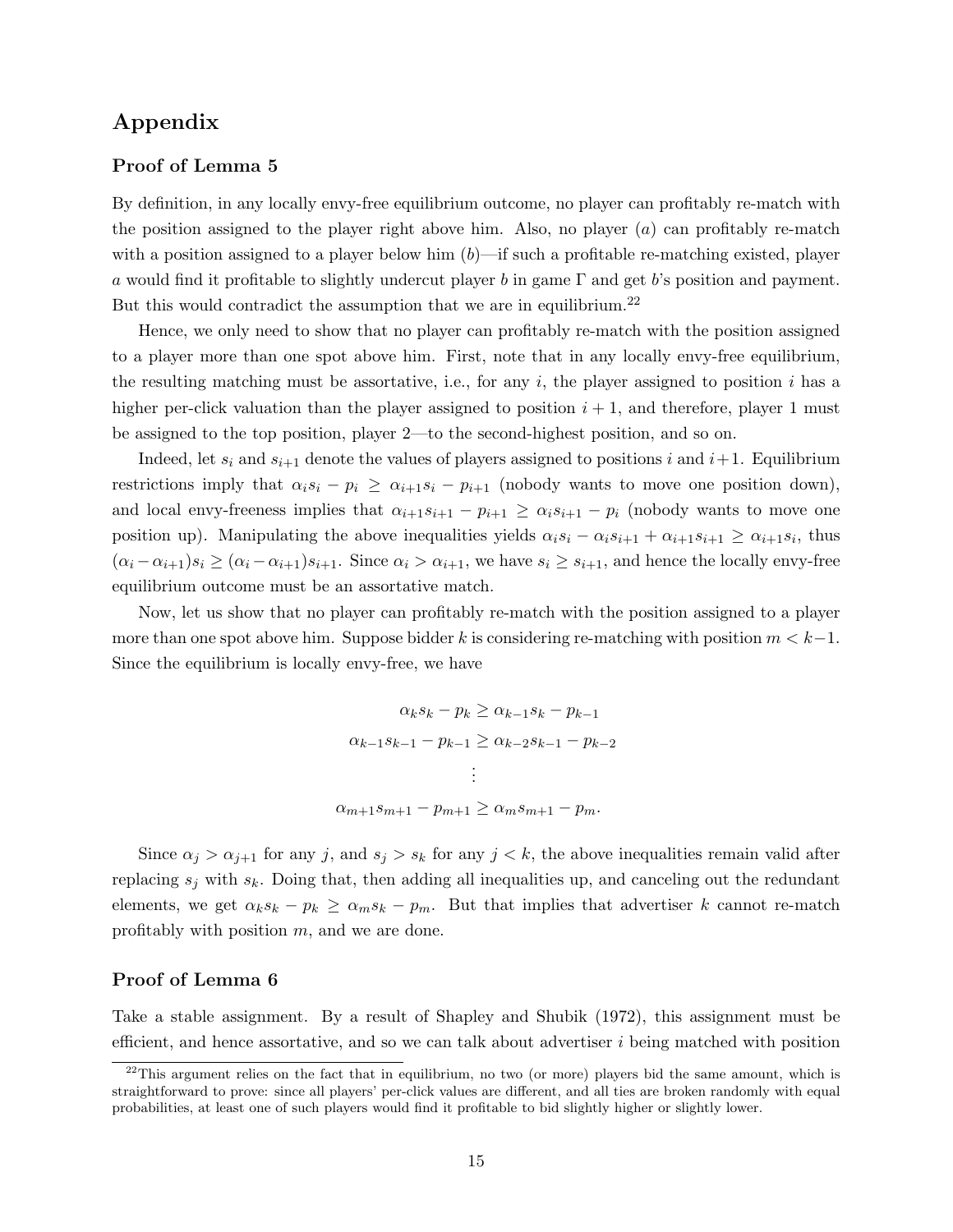# Appendix

## Proof of Lemma 5

By definition, in any locally envy-free equilibrium outcome, no player can profitably re-match with the position assigned to the player right above him. Also, no player ($a$) can profitably re-match with a position assigned to a player below him ($b$)—if such a profitable re-matching existed, player $a$ would find it profitable to slightly undercut player $b$ in game $\Gamma$ and get $b$'s position and payment. But this would contradict the assumption that we are in equilibrium.[22]

Hence, we only need to show that no player can profitably re-match with the position assigned to a player more than one spot above him. First, note that in any locally envy-free equilibrium, the resulting matching must be assortative, i.e., for any $i$, the player assigned to position $i$ has a higher per-click valuation than the player assigned to position $i+1$, and therefore, player 1 must be assigned to the top position, player 2—to the second-highest position, and so on.

Indeed, let $s_i$ and $s_{i+1}$ denote the values of players assigned to positions $i$ and $i+1$. Equilibrium restrictions imply that $\alpha_i s_i - p_i \geq \alpha_{i+1} s_i - p_{i+1}$ (nobody wants to move one position down), and local envy-freeness implies that $\alpha_{i+1} s_{i+1} - p_{i+1} \geq \alpha_i s_{i+1} - p_i$ (nobody wants to move one position up). Manipulating the above inequalities yields $\alpha_i s_i - \alpha_i s_{i+1} + \alpha_{i+1} s_{i+1} \geq \alpha_{i+1} s_i$, thus $(\alpha_i - \alpha_{i+1}) s_i \geq (\alpha_i - \alpha_{i+1}) s_{i+1}$. Since $\alpha_i > \alpha_{i+1}$, we have $s_i \geq s_{i+1}$, and hence the locally envy-free equilibrium outcome must be an assortative match.

Now, let us show that no player can profitably re-match with the position assigned to a player more than one spot above him. Suppose bidder $k$ is considering re-matching with position $m < k-1$. Since the equilibrium is locally envy-free, we have

$$
\begin{aligned}
\alpha_k s_k - p_k &\geq \alpha_{k-1} s_k - p_{k-1} \\
\alpha_{k-1} s_{k-1} - p_{k-1} &\geq \alpha_{k-2} s_{k-1} - p_{k-2} \\
&\vdots \\
\alpha_{m+1} s_{m+1} - p_{m+1} &\geq \alpha_m s_{m+1} - p_m.
\end{aligned}
$$

Since $\alpha_j > \alpha_{j+1}$ for any $j$, and $s_j > s_k$ for any $j < k$, the above inequalities remain valid after replacing $s_j$ with $s_k$. Doing that, then adding all inequalities up, and canceling out the redundant elements, we get $\alpha_k s_k - p_k \geq \alpha_m s_k - p_m$. But that implies that advertiser $k$ cannot re-match profitably with position $m$, and we are done.

## Proof of Lemma 6

Take a stable assignment. By a result of Shapley and Shubik (1972), this assignment must be efficient, and hence assortative, and so we can talk about advertiser $i$ being matched with position

[22] This argument relies on the fact that in equilibrium, no two (or more) players bid the same amount, which is straightforward to prove: since all players' per-click values are different, and all ties are broken randomly with equal probabilities, at least one of such players would find it profitable to bid slightly higher or slightly lower.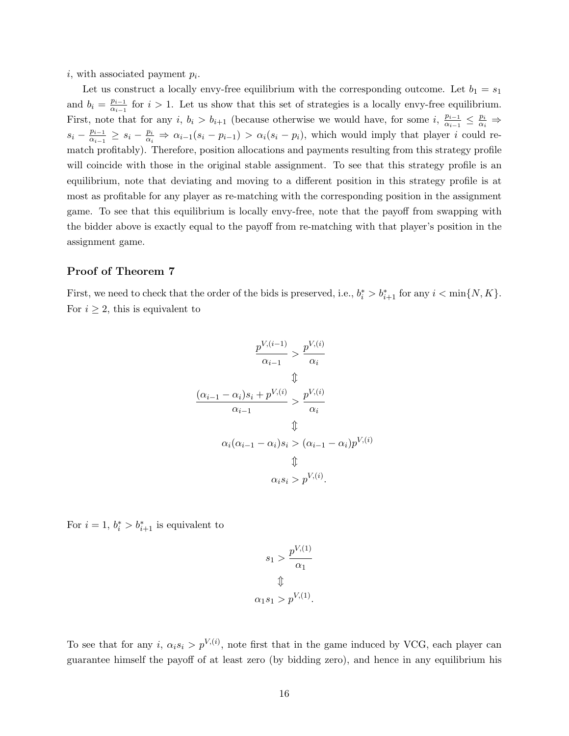$i$, with associated payment $p_i$.

Let us construct a locally envy-free equilibrium with the corresponding outcome. Let $b_1 = s_1$ and $b_i = \frac{p_{i-1}}{\alpha_{i-1}}$ for $i > 1$. Let us show that this set of strategies is a locally envy-free equilibrium. First, note that for any $i$, $b_i > b_{i+1}$ (because otherwise we would have, for some $i$, $\frac{p_{i-1}}{\alpha_{i-1}} \leq \frac{p_i}{\alpha_i} \Rightarrow s_i - \frac{p_{i-1}}{\alpha_{i-1}} \geq s_i - \frac{p_i}{\alpha_i} \Rightarrow \alpha_{i-1}(s_i - p_{i-1}) > \alpha_i(s_i - p_i)$, which would imply that player $i$ could re-match profitably). Therefore, position allocations and payments resulting from this strategy profile will coincide with those in the original stable assignment. To see that this strategy profile is an equilibrium, note that deviating and moving to a different position in this strategy profile is at most as profitable for any player as re-matching with the corresponding position in the assignment game. To see that this equilibrium is locally envy-free, note that the payoff from swapping with the bidder above is exactly equal to the payoff from re-matching with that player's position in the assignment game.

### Proof of Theorem 7

First, we need to check that the order of the bids is preserved, i.e., $b_i^* > b_{i+1}^*$ for any $i < \min\{N, K\}$. For $i \geq 2$, this is equivalent to

$$\frac{p^{V,(i-1)}}{\alpha_{i-1}} > \frac{p^{V,(i)}}{\alpha_i}$$

$$\Updownarrow$$

$$\frac{(\alpha_{i-1} - \alpha_i)s_i + p^{V,(i)}}{\alpha_{i-1}} > \frac{p^{V,(i)}}{\alpha_i}$$

$$\Updownarrow$$

$$\alpha_i(\alpha_{i-1} - \alpha_i)s_i > (\alpha_{i-1} - \alpha_i)p^{V,(i)}$$

$$\Updownarrow$$

$$\alpha_i s_i > p^{V,(i)}.$$

For $i = 1$, $b_i^* > b_{i+1}^*$ is equivalent to

$$s_1 > \frac{p^{V,(1)}}{\alpha_1}$$

$$\Updownarrow$$

$$\alpha_1 s_1 > p^{V,(1)}.$$

To see that for any $i$, $\alpha_i s_i > p^{V,(i)}$, note first that in the game induced by VCG, each player can guarantee himself the payoff of at least zero (by bidding zero), and hence in any equilibrium his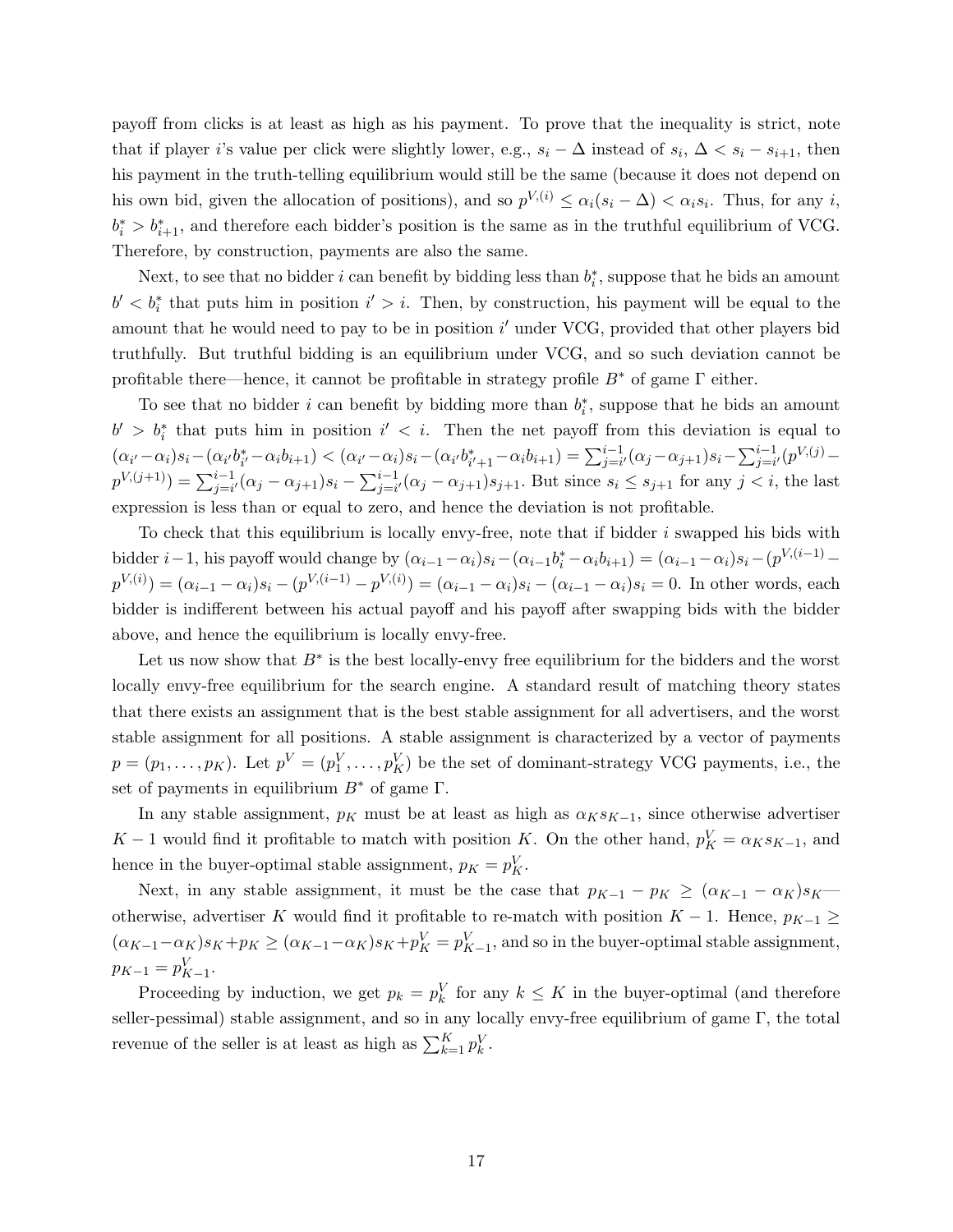payoff from clicks is at least as high as his payment. To prove that the inequality is strict, note that if player $i$'s value per click were slightly lower, e.g., $s_i - \Delta$ instead of $s_i$, $\Delta < s_i - s_{i+1}$, then his payment in the truth-telling equilibrium would still be the same (because it does not depend on his own bid, given the allocation of positions), and so $p^{V,(i)} \leq \alpha_i(s_i - \Delta) < \alpha_i s_i$. Thus, for any $i$, $b_i^* > b_{i+1}^*$, and therefore each bidder's position is the same as in the truthful equilibrium of VCG. Therefore, by construction, payments are also the same.

Next, to see that no bidder $i$ can benefit by bidding less than $b_i^*$, suppose that he bids an amount $b' < b_i^*$ that puts him in position $i' > i$. Then, by construction, his payment will be equal to the amount that he would need to pay to be in position $i'$ under VCG, provided that other players bid truthfully. But truthful bidding is an equilibrium under VCG, and so such deviation cannot be profitable there—hence, it cannot be profitable in strategy profile $B^*$ of game $\Gamma$ either.

To see that no bidder $i$ can benefit by bidding more than $b_i^*$, suppose that he bids an amount $b' > b_i^*$ that puts him in position $i' < i$. Then the net payoff from this deviation is equal to $(\alpha_{i'} - \alpha_i)s_i - (\alpha_{i'}b_{i'}^* - \alpha_i b_{i+1}) < (\alpha_{i'} - \alpha_i)s_i - (\alpha_{i'}b_{i'+1}^* - \alpha_i b_{i+1}) = \sum_{j=i'}^{i-1}(\alpha_j - \alpha_{j+1})s_i - \sum_{j=i'}^{i-1}(p^{V,(j)} - p^{V,(j+1)}) = \sum_{j=i'}^{i-1}(\alpha_j - \alpha_{j+1})s_i - \sum_{j=i'}^{i-1}(\alpha_j - \alpha_{j+1})s_{j+1}$. But since $s_i \leq s_{j+1}$ for any $j < i$, the last expression is less than or equal to zero, and hence the deviation is not profitable.

To check that this equilibrium is locally envy-free, note that if bidder $i$ swapped his bids with bidder $i-1$, his payoff would change by $(\alpha_{i-1} - \alpha_i)s_i - (\alpha_{i-1}b_i^* - \alpha_i b_{i+1}) = (\alpha_{i-1} - \alpha_i)s_i - (p^{V,(i-1)} - p^{V,(i)}) = (\alpha_{i-1} - \alpha_i)s_i - (p^{V,(i-1)} - p^{V,(i)}) = (\alpha_{i-1} - \alpha_i)s_i - (\alpha_{i-1} - \alpha_i)s_i = 0$. In other words, each bidder is indifferent between his actual payoff and his payoff after swapping bids with the bidder above, and hence the equilibrium is locally envy-free.

Let us now show that $B^*$ is the best locally-envy free equilibrium for the bidders and the worst locally envy-free equilibrium for the search engine. A standard result of matching theory states that there exists an assignment that is the best stable assignment for all advertisers, and the worst stable assignment for all positions. A stable assignment is characterized by a vector of payments $p = (p_1, \ldots, p_K)$. Let $p^V = (p_1^V, \ldots, p_K^V)$ be the set of dominant-strategy VCG payments, i.e., the set of payments in equilibrium $B^*$ of game $\Gamma$.

In any stable assignment, $p_K$ must be at least as high as $\alpha_K s_{K-1}$, since otherwise advertiser $K-1$ would find it profitable to match with position $K$. On the other hand, $p_K^V = \alpha_K s_{K-1}$, and hence in the buyer-optimal stable assignment, $p_K = p_K^V$.

Next, in any stable assignment, it must be the case that $p_{K-1} - p_K \geq (\alpha_{K-1} - \alpha_K)s_K$—otherwise, advertiser $K$ would find it profitable to re-match with position $K-1$. Hence, $p_{K-1} \geq (\alpha_{K-1} - \alpha_K)s_K + p_K \geq (\alpha_{K-1} - \alpha_K)s_K + p_K^V = p_{K-1}^V$, and so in the buyer-optimal stable assignment, $p_{K-1} = p_{K-1}^V$.

Proceeding by induction, we get $p_k = p_k^V$ for any $k \leq K$ in the buyer-optimal (and therefore seller-pessimal) stable assignment, and so in any locally envy-free equilibrium of game $\Gamma$, the total revenue of the seller is at least as high as $\sum_{k=1}^{K} p_k^V$.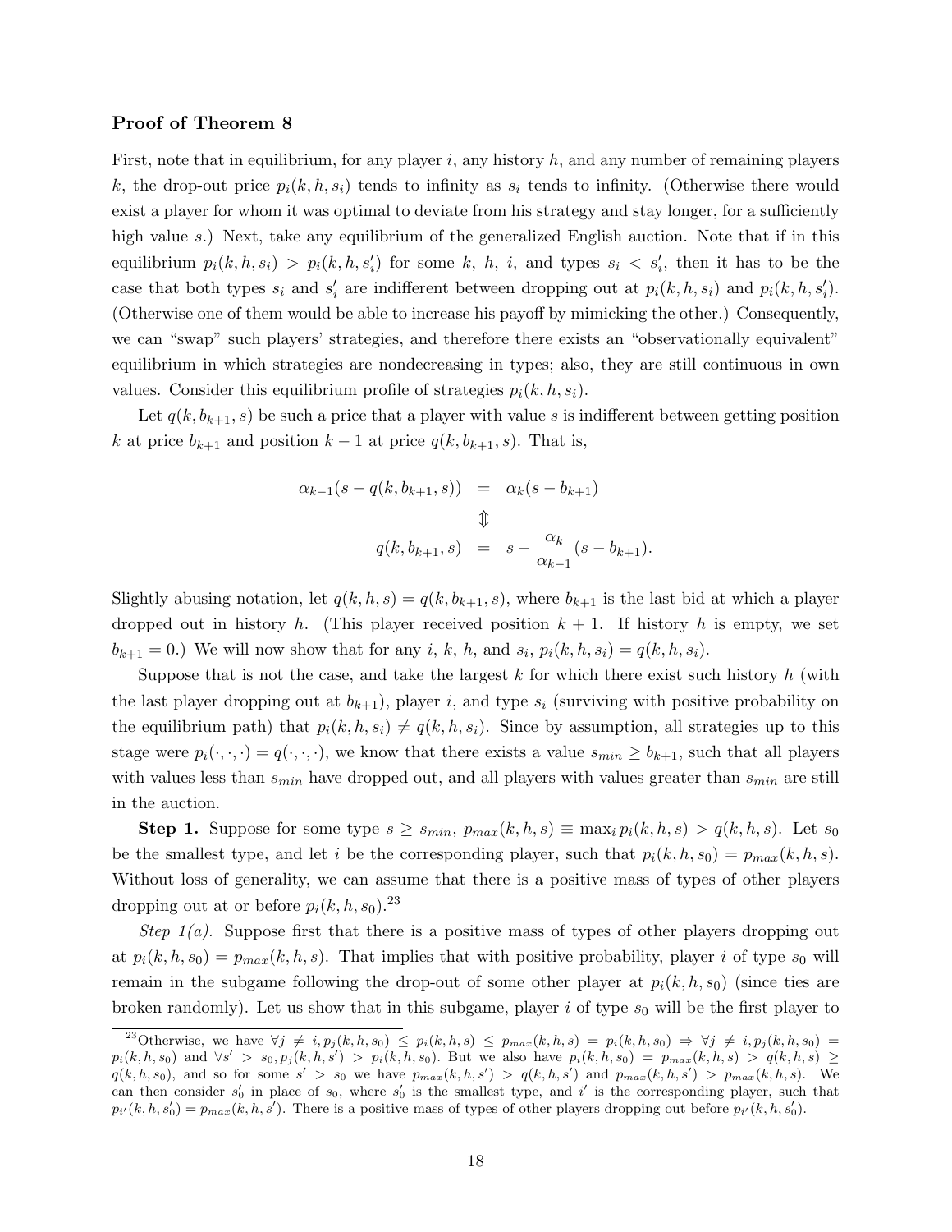### Proof of Theorem 8

First, note that in equilibrium, for any player $i$, any history $h$, and any number of remaining players $k$, the drop-out price $p_i(k, h, s_i)$ tends to infinity as $s_i$ tends to infinity. (Otherwise there would exist a player for whom it was optimal to deviate from his strategy and stay longer, for a sufficiently high value $s$.) Next, take any equilibrium of the generalized English auction. Note that if in this equilibrium $p_i(k, h, s_i) > p_i(k, h, s_i')$ for some $k$, $h$, $i$, and types $s_i < s_i'$, then it has to be the case that both types $s_i$ and $s_i'$ are indifferent between dropping out at $p_i(k, h, s_i)$ and $p_i(k, h, s_i')$. (Otherwise one of them would be able to increase his payoff by mimicking the other.) Consequently, we can "swap" such players' strategies, and therefore there exists an "observationally equivalent" equilibrium in which strategies are nondecreasing in types; also, they are still continuous in own values. Consider this equilibrium profile of strategies $p_i(k, h, s_i)$.

Let $q(k, b_{k+1}, s)$ be such a price that a player with value $s$ is indifferent between getting position $k$ at price $b_{k+1}$ and position $k-1$ at price $q(k, b_{k+1}, s)$. That is,

$$
\begin{aligned}
\alpha_{k-1}(s - q(k, b_{k+1}, s)) &= \alpha_k(s - b_{k+1}) \\
&\Updownarrow \\
q(k, b_{k+1}, s) &= s - \frac{\alpha_k}{\alpha_{k-1}}(s - b_{k+1}).
\end{aligned}
$$

Slightly abusing notation, let $q(k, h, s) = q(k, b_{k+1}, s)$, where $b_{k+1}$ is the last bid at which a player dropped out in history $h$. (This player received position $k+1$. If history $h$ is empty, we set $b_{k+1} = 0$.) We will now show that for any $i$, $k$, $h$, and $s_i$, $p_i(k, h, s_i) = q(k, h, s_i)$.

Suppose that is not the case, and take the largest $k$ for which there exist such history $h$ (with the last player dropping out at $b_{k+1}$), player $i$, and type $s_i$ (surviving with positive probability on the equilibrium path) that $p_i(k, h, s_i) \neq q(k, h, s_i)$. Since by assumption, all strategies up to this stage were $p_i(\cdot, \cdot, \cdot) = q(\cdot, \cdot, \cdot)$, we know that there exists a value $s_{min} \geq b_{k+1}$, such that all players with values less than $s_{min}$ have dropped out, and all players with values greater than $s_{min}$ are still in the auction.

**Step 1.** Suppose for some type $s \geq s_{min}$, $p_{max}(k, h, s) \equiv \max_i p_i(k, h, s) > q(k, h, s)$. Let $s_0$ be the smallest type, and let $i$ be the corresponding player, such that $p_i(k, h, s_0) = p_{max}(k, h, s)$. Without loss of generality, we can assume that there is a positive mass of types of other players dropping out at or before $p_i(k, h, s_0)$.[23]

*Step 1(a).* Suppose first that there is a positive mass of types of other players dropping out at $p_i(k, h, s_0) = p_{max}(k, h, s)$. That implies that with positive probability, player $i$ of type $s_0$ will remain in the subgame following the drop-out of some other player at $p_i(k, h, s_0)$ (since ties are broken randomly). Let us show that in this subgame, player $i$ of type $s_0$ will be the first player to

[23] Otherwise, we have $\forall j \neq i, p_j(k, h, s_0) \leq p_i(k, h, s) \leq p_{max}(k, h, s) = p_i(k, h, s_0) \Rightarrow \forall j \neq i, p_j(k, h, s_0) = p_i(k, h, s_0)$ and $\forall s' > s_0, p_j(k, h, s') > p_i(k, h, s_0)$. But we also have $p_i(k, h, s_0) = p_{max}(k, h, s) > q(k, h, s) \geq q(k, h, s_0)$, and so for some $s' > s_0$ we have $p_{max}(k, h, s') > q(k, h, s')$ and $p_{max}(k, h, s') > p_{max}(k, h, s)$. We can then consider $s_0'$ in place of $s_0$, where $s_0'$ is the smallest type, and $i'$ is the corresponding player, such that $p_{i'}(k, h, s_0') = p_{max}(k, h, s')$. There is a positive mass of types of other players dropping out before $p_{i'}(k, h, s_0')$.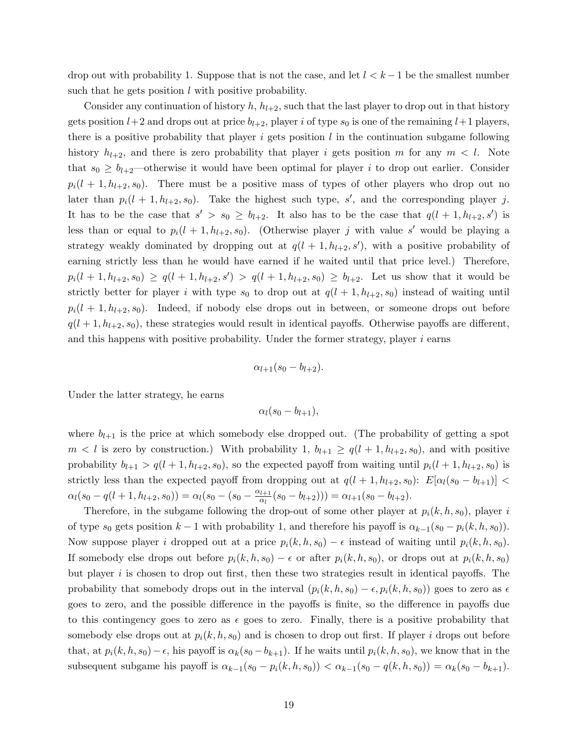drop out with probability 1. Suppose that is not the case, and let $l < k-1$ be the smallest number such that he gets position $l$ with positive probability.

Consider any continuation of history $h$, $h_{l+2}$, such that the last player to drop out in that history gets position $l+2$ and drops out at price $b_{l+2}$, player $i$ of type $s_0$ is one of the remaining $l+1$ players, there is a positive probability that player $i$ gets position $l$ in the continuation subgame following history $h_{l+2}$, and there is zero probability that player $i$ gets position $m$ for any $m < l$. Note that $s_0 \geq b_{l+2}$—otherwise it would have been optimal for player $i$ to drop out earlier. Consider $p_i(l+1, h_{l+2}, s_0)$. There must be a positive mass of types of other players who drop out no later than $p_i(l+1, h_{l+2}, s_0)$. Take the highest such type, $s'$, and the corresponding player $j$. It has to be the case that $s' > s_0 \geq b_{l+2}$. It also has to be the case that $q(l+1, h_{l+2}, s')$ is less than or equal to $p_i(l+1, h_{l+2}, s_0)$. (Otherwise player $j$ with value $s'$ would be playing a strategy weakly dominated by dropping out at $q(l+1, h_{l+2}, s')$, with a positive probability of earning strictly less than he would have earned if he waited until that price level.) Therefore, $p_i(l+1, h_{l+2}, s_0) \geq q(l+1, h_{l+2}, s') > q(l+1, h_{l+2}, s_0) \geq b_{l+2}$. Let us show that it would be strictly better for player $i$ with type $s_0$ to drop out at $q(l+1, h_{l+2}, s_0)$ instead of waiting until $p_i(l+1, h_{l+2}, s_0)$. Indeed, if nobody else drops out in between, or someone drops out before $q(l+1, h_{l+2}, s_0)$, these strategies would result in identical payoffs. Otherwise payoffs are different, and this happens with positive probability. Under the former strategy, player $i$ earns

$$\alpha_{l+1}(s_0 - b_{l+2}).$$

Under the latter strategy, he earns

$$\alpha_l(s_0 - b_{l+1}),$$

where $b_{l+1}$ is the price at which somebody else dropped out. (The probability of getting a spot $m < l$ is zero by construction.) With probability 1, $b_{l+1} \geq q(l+1, h_{l+2}, s_0)$, and with positive probability $b_{l+1} > q(l+1, h_{l+2}, s_0)$, so the expected payoff from waiting until $p_i(l+1, h_{l+2}, s_0)$ is strictly less than the expected payoff from dropping out at $q(l+1, h_{l+2}, s_0)$: $E[\alpha_l(s_0 - b_{l+1})] < \alpha_l(s_0 - q(l+1, h_{l+2}, s_0)) = \alpha_l(s_0 - (s_0 - \frac{\alpha_{l+1}}{\alpha_l}(s_0 - b_{l+2}))) = \alpha_{l+1}(s_0 - b_{l+2})$.

Therefore, in the subgame following the drop-out of some other player at $p_i(k, h, s_0)$, player $i$ of type $s_0$ gets position $k-1$ with probability 1, and therefore his payoff is $\alpha_{k-1}(s_0 - p_i(k, h, s_0))$. Now suppose player $i$ dropped out at a price $p_i(k, h, s_0) - \epsilon$ instead of waiting until $p_i(k, h, s_0)$. If somebody else drops out before $p_i(k, h, s_0) - \epsilon$ or after $p_i(k, h, s_0)$, or drops out at $p_i(k, h, s_0)$ but player $i$ is chosen to drop out first, then these two strategies result in identical payoffs. The probability that somebody drops out in the interval $(p_i(k, h, s_0) - \epsilon, p_i(k, h, s_0))$ goes to zero as $\epsilon$ goes to zero, and the possible difference in the payoffs is finite, so the difference in payoffs due to this contingency goes to zero as $\epsilon$ goes to zero. Finally, there is a positive probability that somebody else drops out at $p_i(k, h, s_0)$ and is chosen to drop out first. If player $i$ drops out before that, at $p_i(k, h, s_0) - \epsilon$, his payoff is $\alpha_k(s_0 - b_{k+1})$. If he waits until $p_i(k, h, s_0)$, we know that in the subsequent subgame his payoff is $\alpha_{k-1}(s_0 - p_i(k, h, s_0)) < \alpha_{k-1}(s_0 - q(k, h, s_0)) = \alpha_k(s_0 - b_{k+1})$.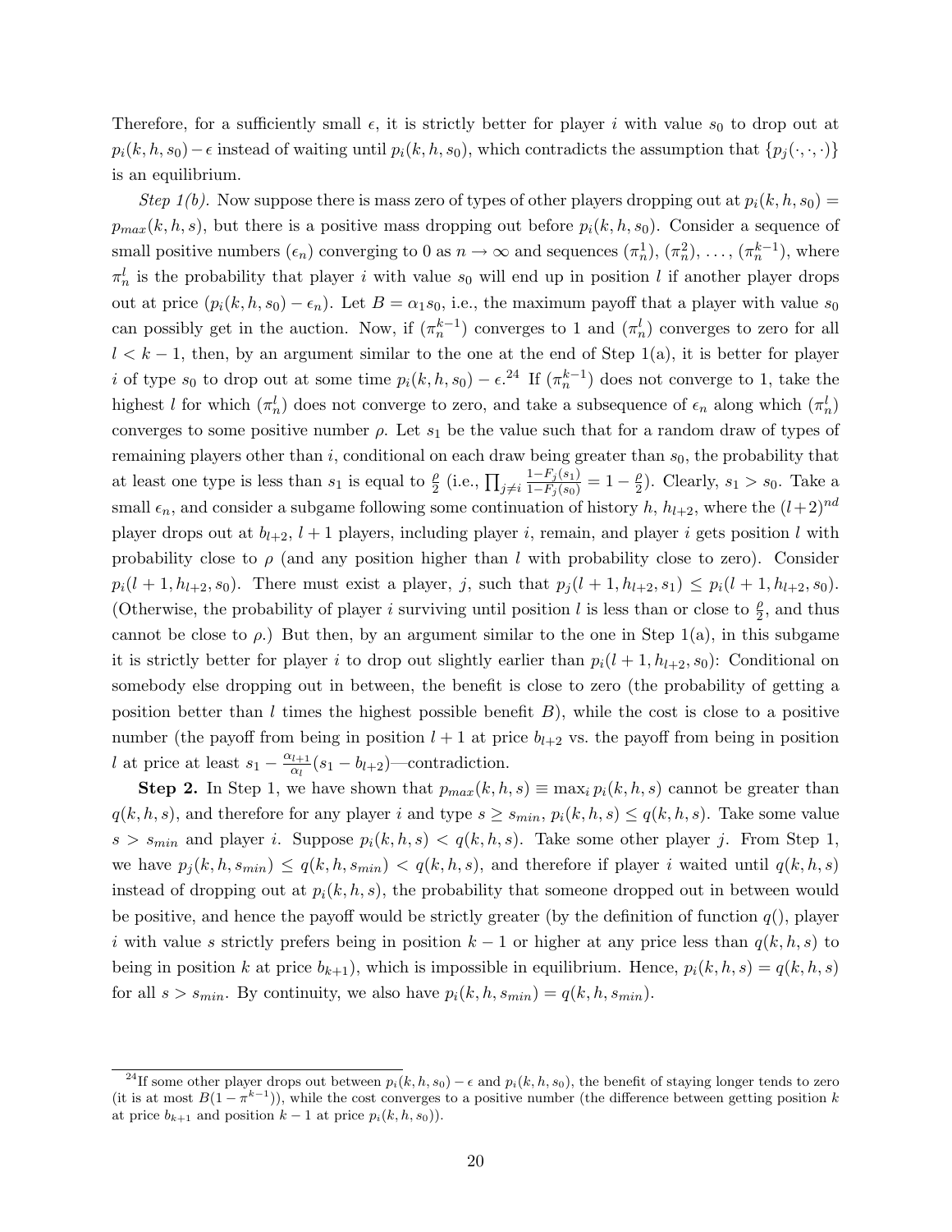Therefore, for a sufficiently small $\epsilon$, it is strictly better for player $i$ with value $s_0$ to drop out at $p_i(k,h,s_0)-\epsilon$ instead of waiting until $p_i(k,h,s_0)$, which contradicts the assumption that $\{p_j(\cdot,\cdot,\cdot)\}$ is an equilibrium.

*Step 1(b).* Now suppose there is mass zero of types of other players dropping out at $p_i(k,h,s_0) = p_{max}(k,h,s)$, but there is a positive mass dropping out before $p_i(k,h,s_0)$. Consider a sequence of small positive numbers $(\epsilon_n)$ converging to 0 as $n \to \infty$ and sequences $(\pi_n^1)$, $(\pi_n^2)$, $\ldots$, $(\pi_n^{k-1})$, where $\pi_n^l$ is the probability that player $i$ with value $s_0$ will end up in position $l$ if another player drops out at price $(p_i(k,h,s_0)-\epsilon_n)$. Let $B = \alpha_1 s_0$, i.e., the maximum payoff that a player with value $s_0$ can possibly get in the auction. Now, if $(\pi_n^{k-1})$ converges to 1 and $(\pi_n^l)$ converges to zero for all $l < k-1$, then, by an argument similar to the one at the end of Step 1(a), it is better for player $i$ of type $s_0$ to drop out at some time $p_i(k,h,s_0)-\epsilon$.[24] If $(\pi_n^{k-1})$ does not converge to 1, take the highest $l$ for which $(\pi_n^l)$ does not converge to zero, and take a subsequence of $\epsilon_n$ along which $(\pi_n^l)$ converges to some positive number $\rho$. Let $s_1$ be the value such that for a random draw of types of remaining players other than $i$, conditional on each draw being greater than $s_0$, the probability that at least one type is less than $s_1$ is equal to $\frac{\rho}{2}$ (i.e., $\prod_{j\neq i} \frac{1-F_j(s_1)}{1-F_j(s_0)} = 1-\frac{\rho}{2}$). Clearly, $s_1 > s_0$. Take a small $\epsilon_n$, and consider a subgame following some continuation of history $h$, $h_{l+2}$, where the $(l+2)^{nd}$ player drops out at $b_{l+2}$, $l+1$ players, including player $i$, remain, and player $i$ gets position $l$ with probability close to $\rho$ (and any position higher than $l$ with probability close to zero). Consider $p_i(l+1, h_{l+2}, s_0)$. There must exist a player, $j$, such that $p_j(l+1, h_{l+2}, s_1) \leq p_i(l+1, h_{l+2}, s_0)$. (Otherwise, the probability of player $i$ surviving until position $l$ is less than or close to $\frac{\rho}{2}$, and thus cannot be close to $\rho$.) But then, by an argument similar to the one in Step 1(a), in this subgame it is strictly better for player $i$ to drop out slightly earlier than $p_i(l+1, h_{l+2}, s_0)$: Conditional on somebody else dropping out in between, the benefit is close to zero (the probability of getting a position better than $l$ times the highest possible benefit $B$), while the cost is close to a positive number (the payoff from being in position $l+1$ at price $b_{l+2}$ vs. the payoff from being in position $l$ at price at least $s_1 - \frac{\alpha_{l+1}}{\alpha_l}(s_1 - b_{l+2})$—contradiction.

**Step 2.** In Step 1, we have shown that $p_{max}(k,h,s) \equiv \max_i p_i(k,h,s)$ cannot be greater than $q(k,h,s)$, and therefore for any player $i$ and type $s \geq s_{min}$, $p_i(k,h,s) \leq q(k,h,s)$. Take some value $s > s_{min}$ and player $i$. Suppose $p_i(k,h,s) < q(k,h,s)$. Take some other player $j$. From Step 1, we have $p_j(k,h,s_{min}) \leq q(k,h,s_{min}) < q(k,h,s)$, and therefore if player $i$ waited until $q(k,h,s)$ instead of dropping out at $p_i(k,h,s)$, the probability that someone dropped out in between would be positive, and hence the payoff would be strictly greater (by the definition of function $q()$, player $i$ with value $s$ strictly prefers being in position $k-1$ or higher at any price less than $q(k,h,s)$ to being in position $k$ at price $b_{k+1}$), which is impossible in equilibrium. Hence, $p_i(k,h,s) = q(k,h,s)$ for all $s > s_{min}$. By continuity, we also have $p_i(k,h,s_{min}) = q(k,h,s_{min})$.

[24] If some other player drops out between $p_i(k,h,s_0)-\epsilon$ and $p_i(k,h,s_0)$, the benefit of staying longer tends to zero (it is at most $B(1-\pi^{k-1})$), while the cost converges to a positive number (the difference between getting position $k$ at price $b_{k+1}$ and position $k-1$ at price $p_i(k,h,s_0)$).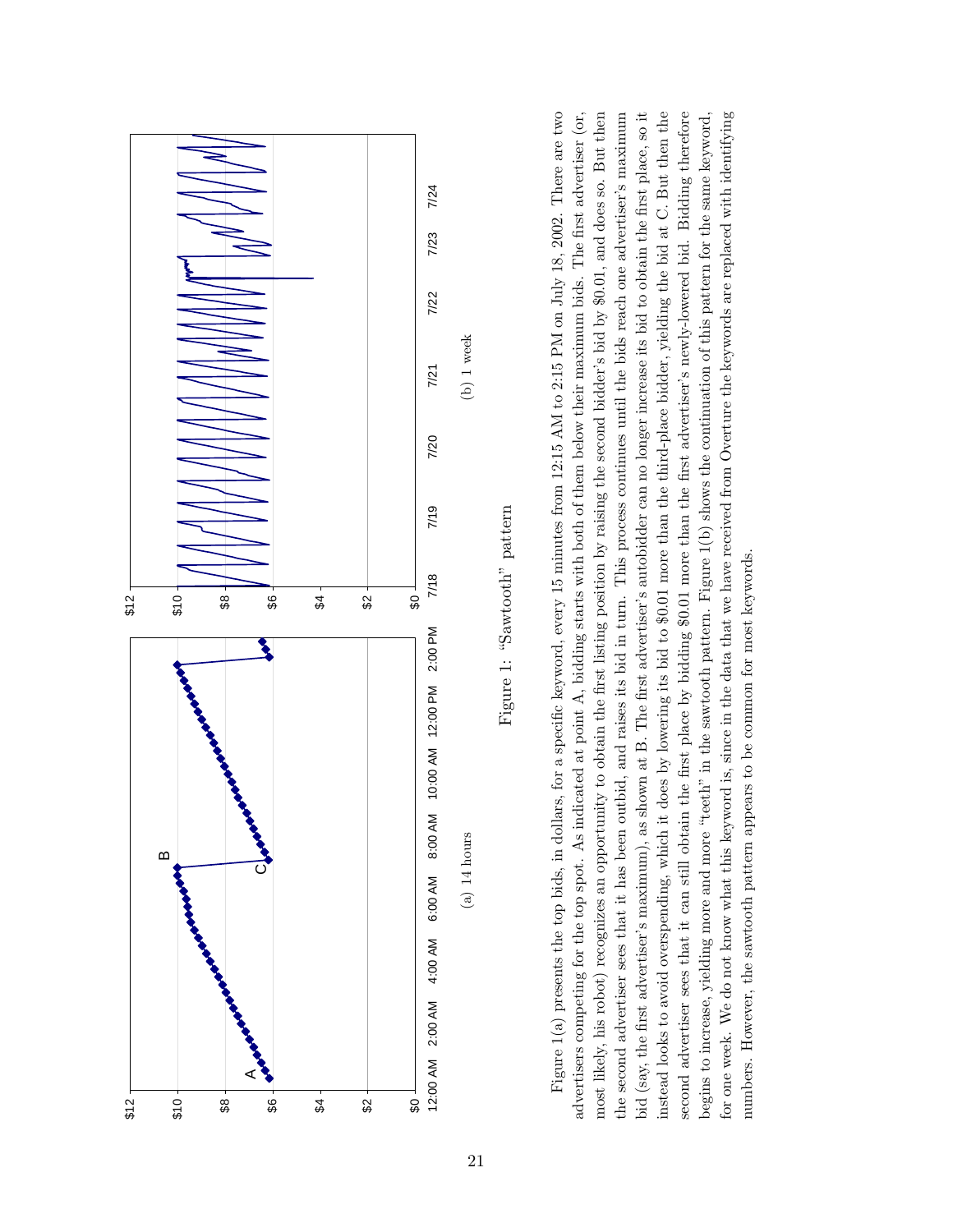$12
$10
$8
$6
$4
$2
$0

12:00 AM 2:00 AM 4:00 AM 6:00 AM 8:00 AM 10:00 AM 12:00 PM 2:00 PM

A
B
C

(a) 14 hours

$12
$10
$8
$6
$4
$2
$0

7/18 7/19 7/20 7/21 7/22 7/23 7/24

(b) 1 week

Figure 1: "Sawtooth" pattern

Figure 1(a) presents the top bids, in dollars, for a specific keyword, every 15 minutes from 12:15 AM to 2:15 PM on July 18, 2002. There are two advertisers competing for the top spot. As indicated at point A, bidding starts with both of them below their maximum bids. The first advertiser (or, most likely, his robot) recognizes an opportunity to obtain the first listing position by raising the second bidder's bid by \$0.01, and does so. But then the second advertiser sees that it has been outbid, and raises its bid in turn. This process continues until the bids reach one advertiser's maximum bid (say, the first advertiser's maximum), as shown at B. The first advertiser's autobidder can no longer increase its bid to obtain the first place, so it instead looks to avoid overspending, which it does by lowering its bid to \$0.01 more than the third-place bidder, yielding the bid at C. But then the second advertiser sees that it can still obtain the first place by bidding \$0.01 more than the first advertiser's newly-lowered bid. Bidding therefore begins to increase, yielding more and more "teeth" in the sawtooth pattern. Figure 1(b) shows the continuation of this pattern for the same keyword, for one week. We do not know what this keyword is, since in the data that we have received from Overture the keywords are replaced with identifying numbers. However, the sawtooth pattern appears to be common for most keywords.